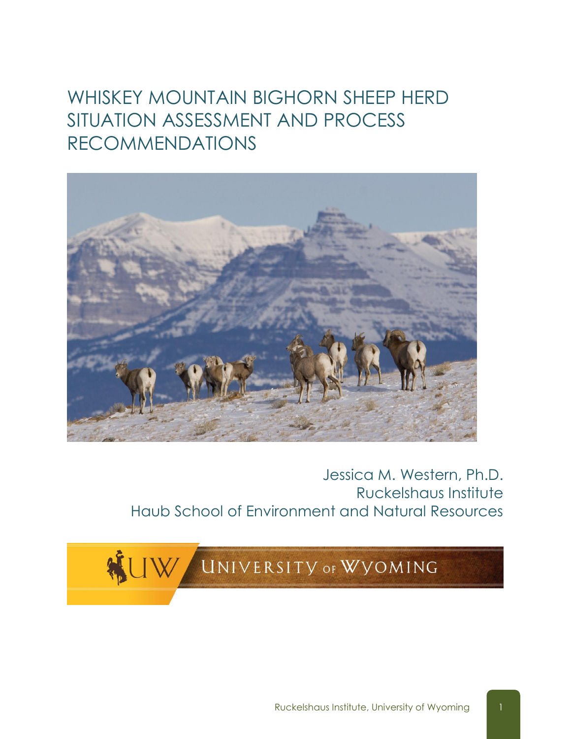# WHISKEY MOUNTAIN BIGHORN SHEEP HERD SITUATION ASSESSMENT AND PROCESS RECOMMENDATIONS

Jessica M. Western, Ph.D.
Ruckelshaus Institute
Haub School of Environment and Natural Resources

UNIVERSITY OF WYOMING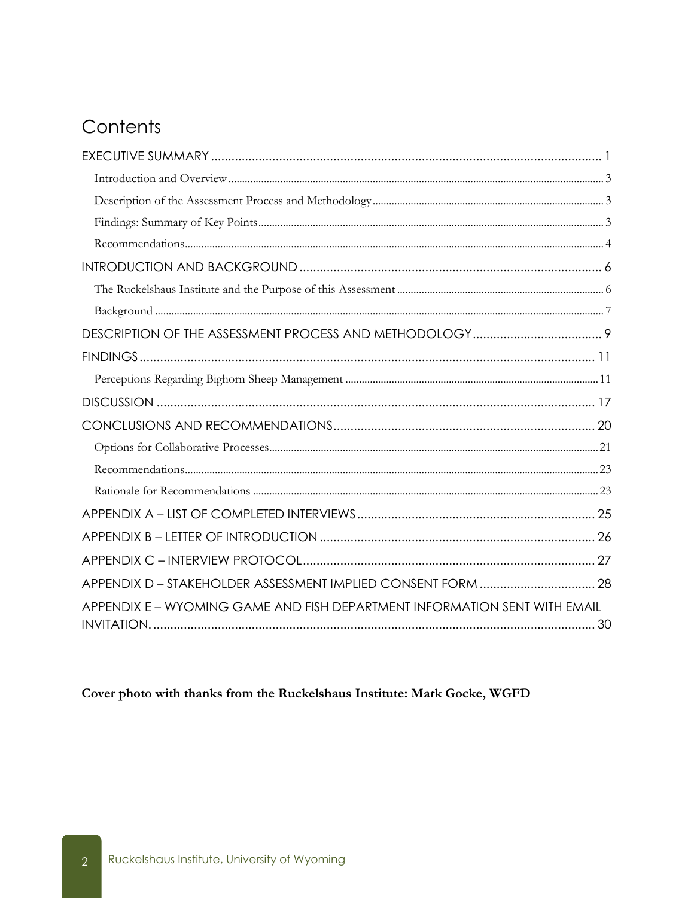# Contents

EXECUTIVE SUMMARY ..... 1

- Introduction and Overview ..... 3
- Description of the Assessment Process and Methodology ..... 3
- Findings: Summary of Key Points ..... 3
- Recommendations ..... 4

INTRODUCTION AND BACKGROUND ..... 6

- The Ruckelshaus Institute and the Purpose of this Assessment ..... 6
- Background ..... 7

DESCRIPTION OF THE ASSESSMENT PROCESS AND METHODOLOGY ..... 9

FINDINGS ..... 11

- Perceptions Regarding Bighorn Sheep Management ..... 11

DISCUSSION ..... 17

CONCLUSIONS AND RECOMMENDATIONS ..... 20

- Options for Collaborative Processes ..... 21
- Recommendations ..... 23
- Rationale for Recommendations ..... 23

APPENDIX A – LIST OF COMPLETED INTERVIEWS ..... 25

APPENDIX B – LETTER OF INTRODUCTION ..... 26

APPENDIX C – INTERVIEW PROTOCOL ..... 27

APPENDIX D – STAKEHOLDER ASSESSMENT IMPLIED CONSENT FORM ..... 28

APPENDIX E – WYOMING GAME AND FISH DEPARTMENT INFORMATION SENT WITH EMAIL INVITATION. ..... 30

**Cover photo with thanks from the Ruckelshaus Institute: Mark Gocke, WGFD**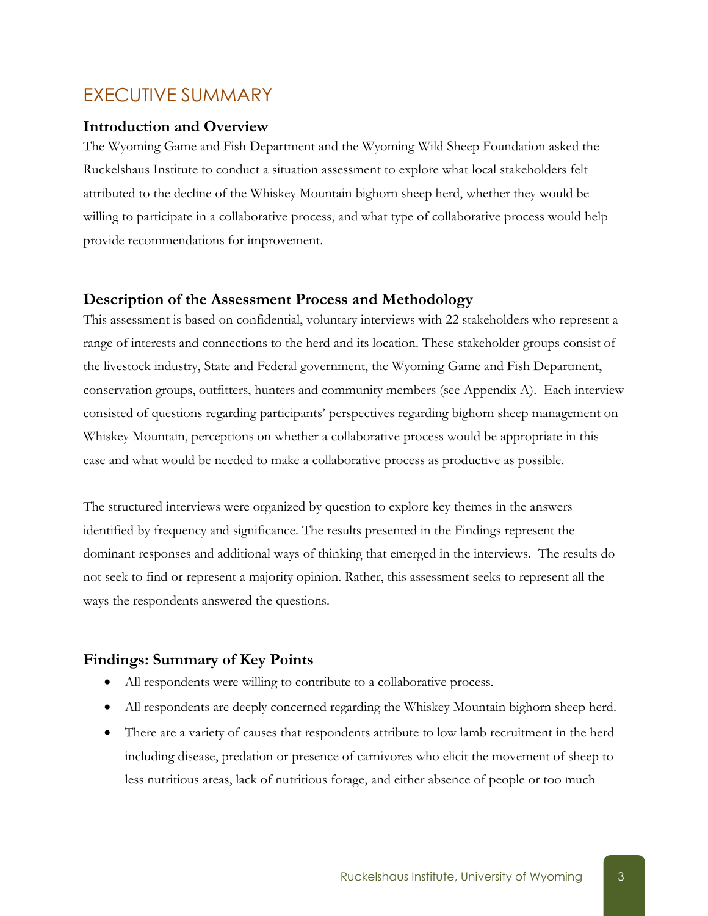# EXECUTIVE SUMMARY

## Introduction and Overview

The Wyoming Game and Fish Department and the Wyoming Wild Sheep Foundation asked the Ruckelshaus Institute to conduct a situation assessment to explore what local stakeholders felt attributed to the decline of the Whiskey Mountain bighorn sheep herd, whether they would be willing to participate in a collaborative process, and what type of collaborative process would help provide recommendations for improvement.

## Description of the Assessment Process and Methodology

This assessment is based on confidential, voluntary interviews with 22 stakeholders who represent a range of interests and connections to the herd and its location. These stakeholder groups consist of the livestock industry, State and Federal government, the Wyoming Game and Fish Department, conservation groups, outfitters, hunters and community members (see Appendix A). Each interview consisted of questions regarding participants' perspectives regarding bighorn sheep management on Whiskey Mountain, perceptions on whether a collaborative process would be appropriate in this case and what would be needed to make a collaborative process as productive as possible.

The structured interviews were organized by question to explore key themes in the answers identified by frequency and significance. The results presented in the Findings represent the dominant responses and additional ways of thinking that emerged in the interviews. The results do not seek to find or represent a majority opinion. Rather, this assessment seeks to represent all the ways the respondents answered the questions.

## Findings: Summary of Key Points

- All respondents were willing to contribute to a collaborative process.
- All respondents are deeply concerned regarding the Whiskey Mountain bighorn sheep herd.
- There are a variety of causes that respondents attribute to low lamb recruitment in the herd including disease, predation or presence of carnivores who elicit the movement of sheep to less nutritious areas, lack of nutritious forage, and either absence of people or too much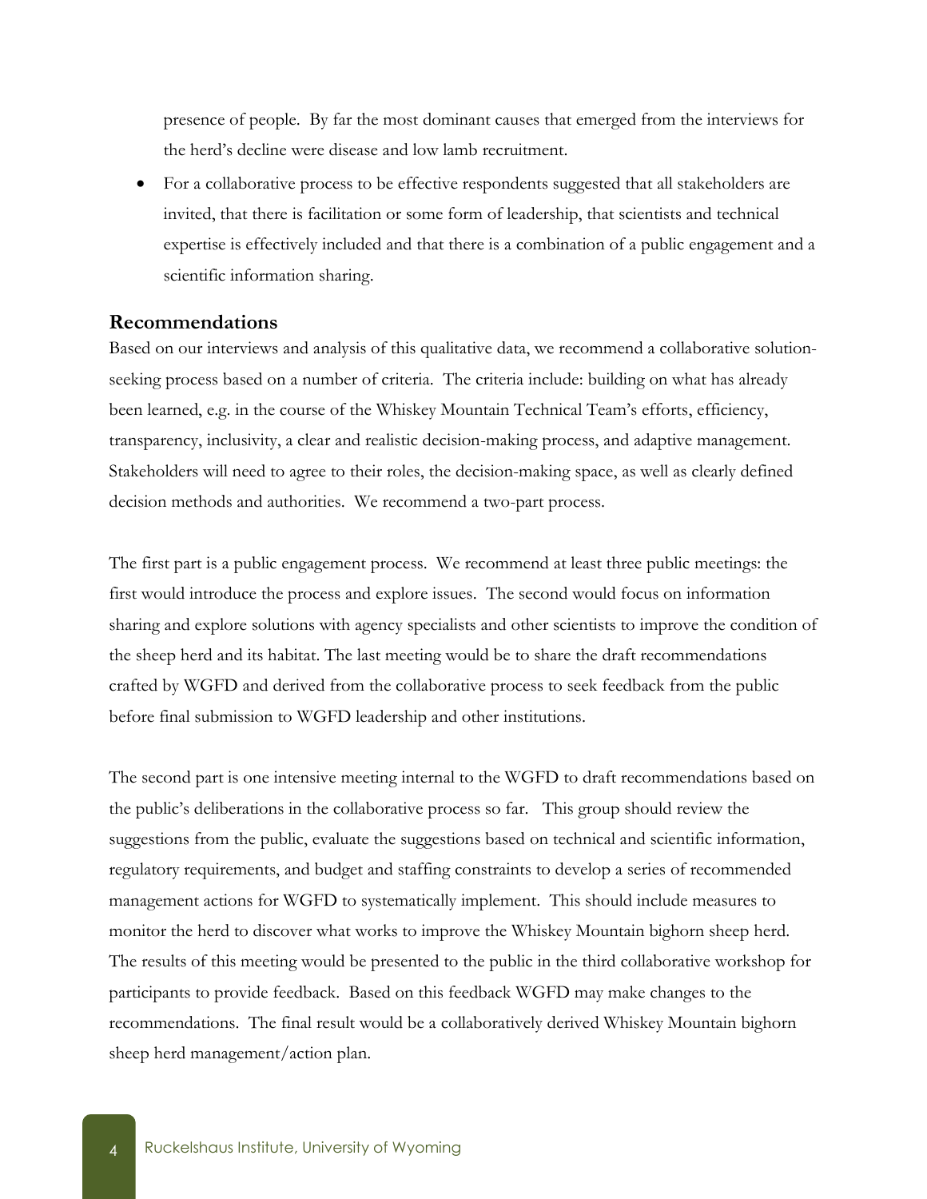presence of people. By far the most dominant causes that emerged from the interviews for the herd's decline were disease and low lamb recruitment.

- For a collaborative process to be effective respondents suggested that all stakeholders are invited, that there is facilitation or some form of leadership, that scientists and technical expertise is effectively included and that there is a combination of a public engagement and a scientific information sharing.

## Recommendations

Based on our interviews and analysis of this qualitative data, we recommend a collaborative solution-seeking process based on a number of criteria. The criteria include: building on what has already been learned, e.g. in the course of the Whiskey Mountain Technical Team's efforts, efficiency, transparency, inclusivity, a clear and realistic decision-making process, and adaptive management. Stakeholders will need to agree to their roles, the decision-making space, as well as clearly defined decision methods and authorities. We recommend a two-part process.

The first part is a public engagement process. We recommend at least three public meetings: the first would introduce the process and explore issues. The second would focus on information sharing and explore solutions with agency specialists and other scientists to improve the condition of the sheep herd and its habitat. The last meeting would be to share the draft recommendations crafted by WGFD and derived from the collaborative process to seek feedback from the public before final submission to WGFD leadership and other institutions.

The second part is one intensive meeting internal to the WGFD to draft recommendations based on the public's deliberations in the collaborative process so far. This group should review the suggestions from the public, evaluate the suggestions based on technical and scientific information, regulatory requirements, and budget and staffing constraints to develop a series of recommended management actions for WGFD to systematically implement. This should include measures to monitor the herd to discover what works to improve the Whiskey Mountain bighorn sheep herd. The results of this meeting would be presented to the public in the third collaborative workshop for participants to provide feedback. Based on this feedback WGFD may make changes to the recommendations. The final result would be a collaboratively derived Whiskey Mountain bighorn sheep herd management/action plan.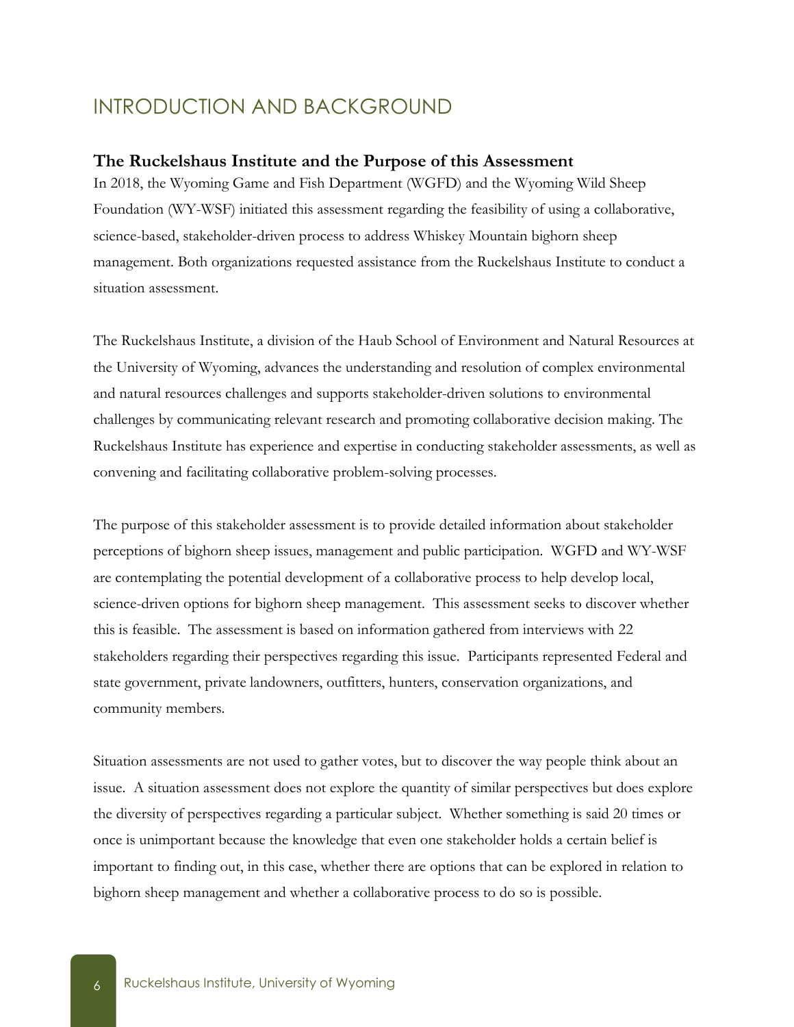# INTRODUCTION AND BACKGROUND

### The Ruckelshaus Institute and the Purpose of this Assessment

In 2018, the Wyoming Game and Fish Department (WGFD) and the Wyoming Wild Sheep Foundation (WY-WSF) initiated this assessment regarding the feasibility of using a collaborative, science-based, stakeholder-driven process to address Whiskey Mountain bighorn sheep management. Both organizations requested assistance from the Ruckelshaus Institute to conduct a situation assessment.

The Ruckelshaus Institute, a division of the Haub School of Environment and Natural Resources at the University of Wyoming, advances the understanding and resolution of complex environmental and natural resources challenges and supports stakeholder-driven solutions to environmental challenges by communicating relevant research and promoting collaborative decision making. The Ruckelshaus Institute has experience and expertise in conducting stakeholder assessments, as well as convening and facilitating collaborative problem-solving processes.

The purpose of this stakeholder assessment is to provide detailed information about stakeholder perceptions of bighorn sheep issues, management and public participation. WGFD and WY-WSF are contemplating the potential development of a collaborative process to help develop local, science-driven options for bighorn sheep management. This assessment seeks to discover whether this is feasible. The assessment is based on information gathered from interviews with 22 stakeholders regarding their perspectives regarding this issue. Participants represented Federal and state government, private landowners, outfitters, hunters, conservation organizations, and community members.

Situation assessments are not used to gather votes, but to discover the way people think about an issue. A situation assessment does not explore the quantity of similar perspectives but does explore the diversity of perspectives regarding a particular subject. Whether something is said 20 times or once is unimportant because the knowledge that even one stakeholder holds a certain belief is important to finding out, in this case, whether there are options that can be explored in relation to bighorn sheep management and whether a collaborative process to do so is possible.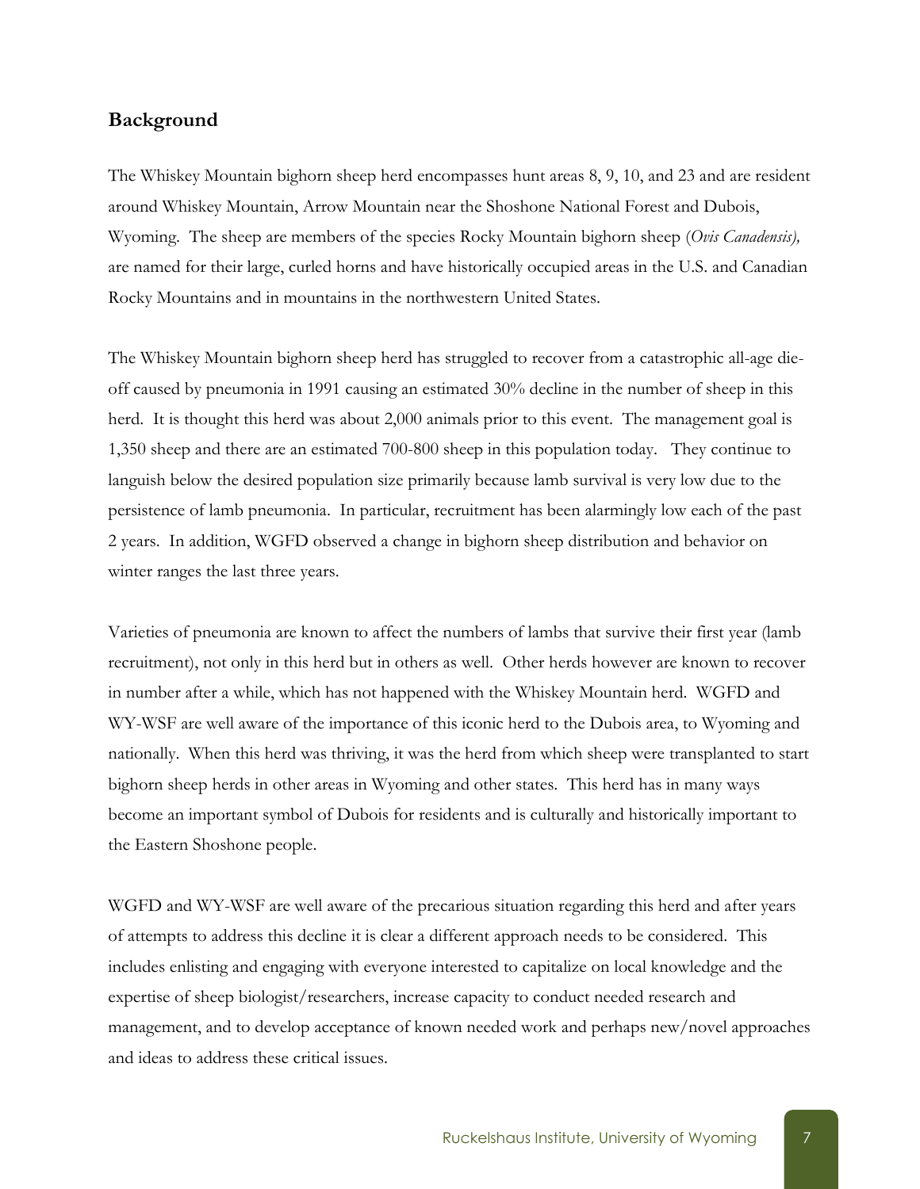## Background

The Whiskey Mountain bighorn sheep herd encompasses hunt areas 8, 9, 10, and 23 and are resident around Whiskey Mountain, Arrow Mountain near the Shoshone National Forest and Dubois, Wyoming. The sheep are members of the species Rocky Mountain bighorn sheep (*Ovis Canadensis),* are named for their large, curled horns and have historically occupied areas in the U.S. and Canadian Rocky Mountains and in mountains in the northwestern United States.

The Whiskey Mountain bighorn sheep herd has struggled to recover from a catastrophic all-age die-off caused by pneumonia in 1991 causing an estimated 30% decline in the number of sheep in this herd. It is thought this herd was about 2,000 animals prior to this event. The management goal is 1,350 sheep and there are an estimated 700-800 sheep in this population today. They continue to languish below the desired population size primarily because lamb survival is very low due to the persistence of lamb pneumonia. In particular, recruitment has been alarmingly low each of the past 2 years. In addition, WGFD observed a change in bighorn sheep distribution and behavior on winter ranges the last three years.

Varieties of pneumonia are known to affect the numbers of lambs that survive their first year (lamb recruitment), not only in this herd but in others as well. Other herds however are known to recover in number after a while, which has not happened with the Whiskey Mountain herd. WGFD and WY-WSF are well aware of the importance of this iconic herd to the Dubois area, to Wyoming and nationally. When this herd was thriving, it was the herd from which sheep were transplanted to start bighorn sheep herds in other areas in Wyoming and other states. This herd has in many ways become an important symbol of Dubois for residents and is culturally and historically important to the Eastern Shoshone people.

WGFD and WY-WSF are well aware of the precarious situation regarding this herd and after years of attempts to address this decline it is clear a different approach needs to be considered. This includes enlisting and engaging with everyone interested to capitalize on local knowledge and the expertise of sheep biologist/researchers, increase capacity to conduct needed research and management, and to develop acceptance of known needed work and perhaps new/novel approaches and ideas to address these critical issues.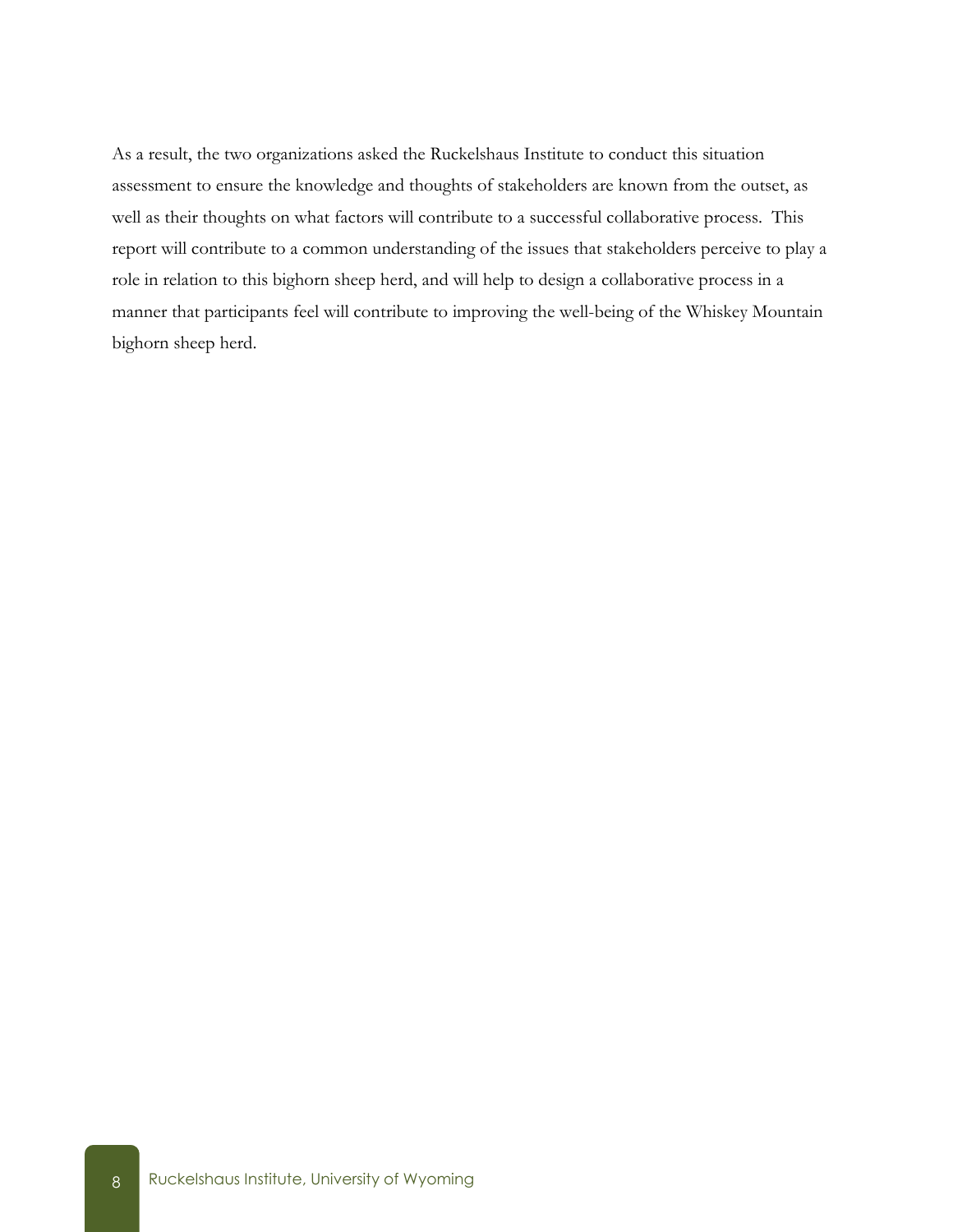As a result, the two organizations asked the Ruckelshaus Institute to conduct this situation assessment to ensure the knowledge and thoughts of stakeholders are known from the outset, as well as their thoughts on what factors will contribute to a successful collaborative process. This report will contribute to a common understanding of the issues that stakeholders perceive to play a role in relation to this bighorn sheep herd, and will help to design a collaborative process in a manner that participants feel will contribute to improving the well-being of the Whiskey Mountain bighorn sheep herd.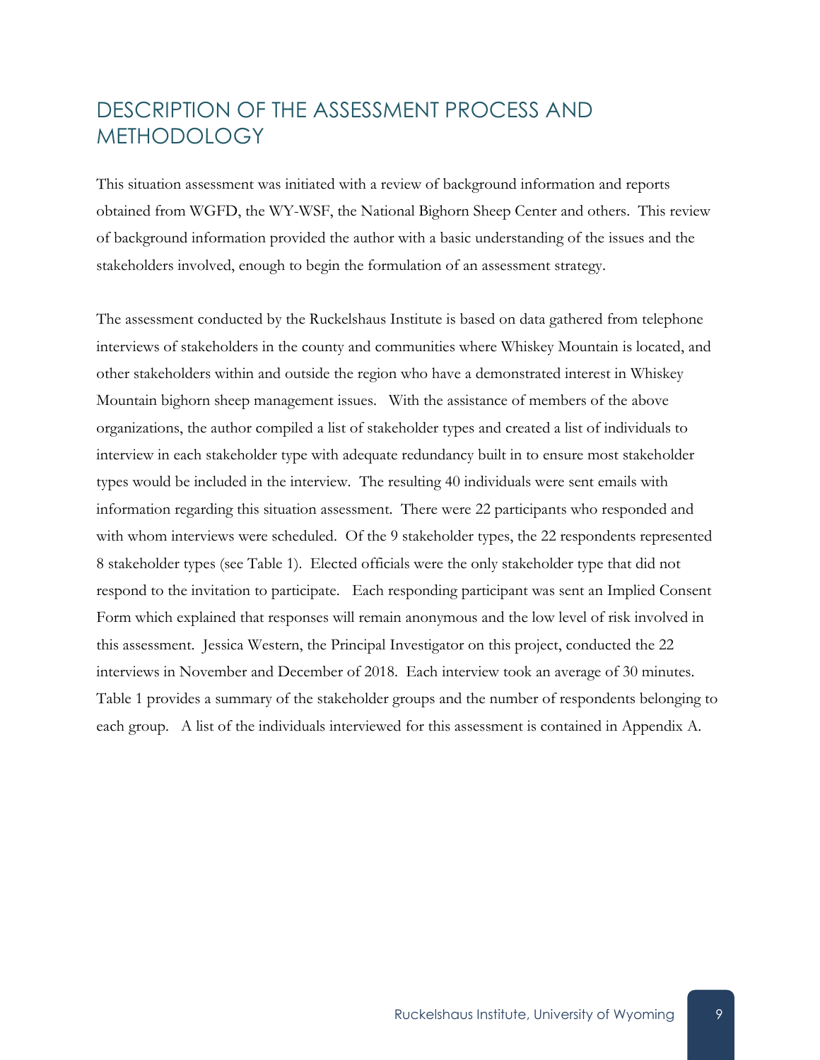# DESCRIPTION OF THE ASSESSMENT PROCESS AND METHODOLOGY

This situation assessment was initiated with a review of background information and reports obtained from WGFD, the WY-WSF, the National Bighorn Sheep Center and others. This review of background information provided the author with a basic understanding of the issues and the stakeholders involved, enough to begin the formulation of an assessment strategy.

The assessment conducted by the Ruckelshaus Institute is based on data gathered from telephone interviews of stakeholders in the county and communities where Whiskey Mountain is located, and other stakeholders within and outside the region who have a demonstrated interest in Whiskey Mountain bighorn sheep management issues. With the assistance of members of the above organizations, the author compiled a list of stakeholder types and created a list of individuals to interview in each stakeholder type with adequate redundancy built in to ensure most stakeholder types would be included in the interview. The resulting 40 individuals were sent emails with information regarding this situation assessment. There were 22 participants who responded and with whom interviews were scheduled. Of the 9 stakeholder types, the 22 respondents represented 8 stakeholder types (see Table 1). Elected officials were the only stakeholder type that did not respond to the invitation to participate. Each responding participant was sent an Implied Consent Form which explained that responses will remain anonymous and the low level of risk involved in this assessment. Jessica Western, the Principal Investigator on this project, conducted the 22 interviews in November and December of 2018. Each interview took an average of 30 minutes. Table 1 provides a summary of the stakeholder groups and the number of respondents belonging to each group. A list of the individuals interviewed for this assessment is contained in Appendix A.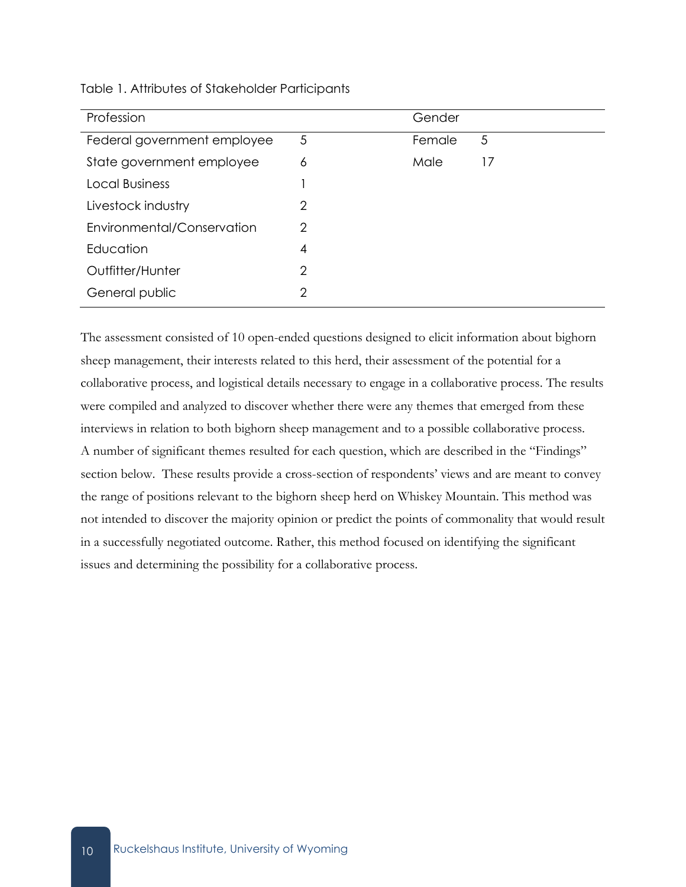Table 1. Attributes of Stakeholder Participants

| Profession | | Gender | |
|---|---|---|---|
| Federal government employee | 5 | Female | 5 |
| State government employee | 6 | Male | 17 |
| Local Business | 1 | | |
| Livestock industry | 2 | | |
| Environmental/Conservation | 2 | | |
| Education | 4 | | |
| Outfitter/Hunter | 2 | | |
| General public | 2 | | |

The assessment consisted of 10 open-ended questions designed to elicit information about bighorn sheep management, their interests related to this herd, their assessment of the potential for a collaborative process, and logistical details necessary to engage in a collaborative process. The results were compiled and analyzed to discover whether there were any themes that emerged from these interviews in relation to both bighorn sheep management and to a possible collaborative process. A number of significant themes resulted for each question, which are described in the "Findings" section below. These results provide a cross-section of respondents' views and are meant to convey the range of positions relevant to the bighorn sheep herd on Whiskey Mountain. This method was not intended to discover the majority opinion or predict the points of commonality that would result in a successfully negotiated outcome. Rather, this method focused on identifying the significant issues and determining the possibility for a collaborative process.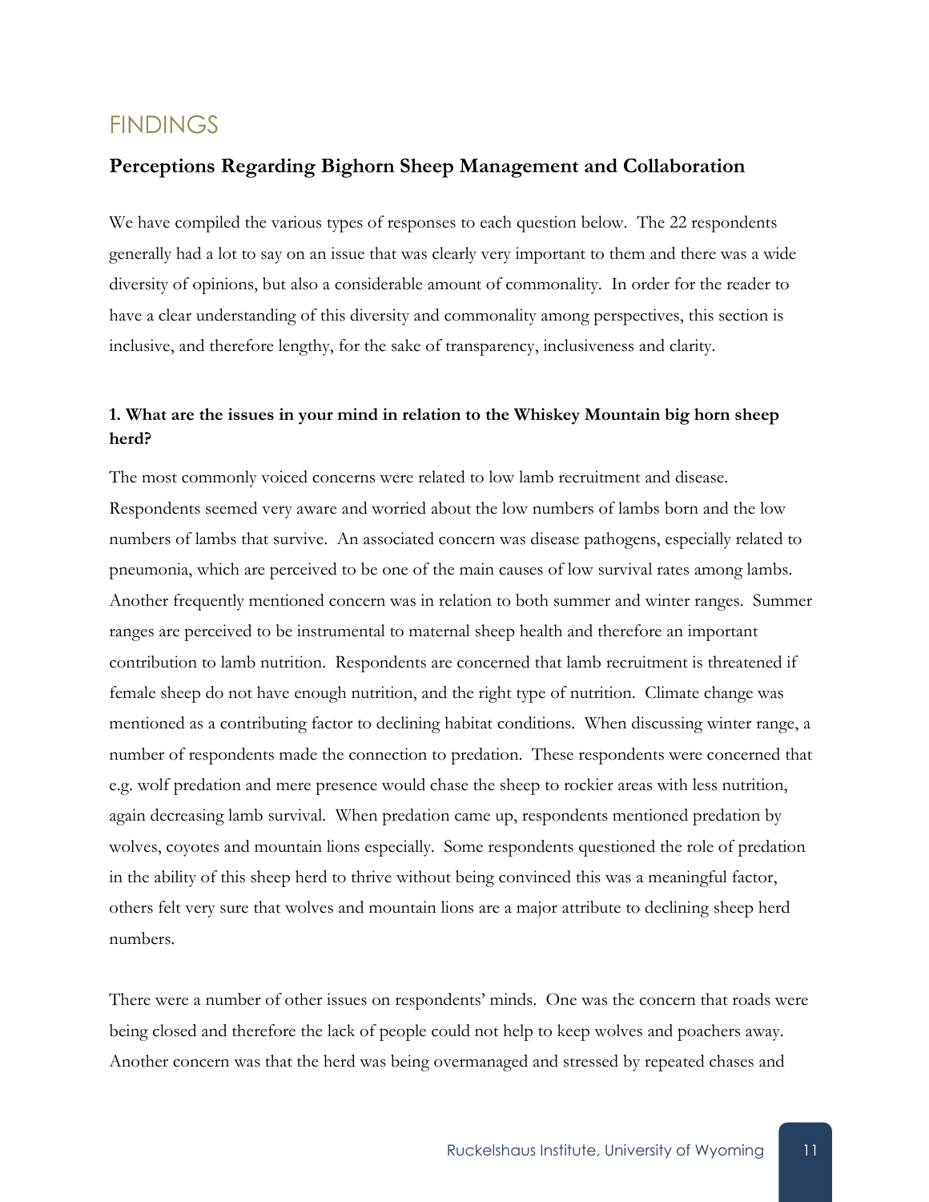## FINDINGS

### Perceptions Regarding Bighorn Sheep Management and Collaboration

We have compiled the various types of responses to each question below. The 22 respondents generally had a lot to say on an issue that was clearly very important to them and there was a wide diversity of opinions, but also a considerable amount of commonality. In order for the reader to have a clear understanding of this diversity and commonality among perspectives, this section is inclusive, and therefore lengthy, for the sake of transparency, inclusiveness and clarity.

#### 1. What are the issues in your mind in relation to the Whiskey Mountain big horn sheep herd?

The most commonly voiced concerns were related to low lamb recruitment and disease. Respondents seemed very aware and worried about the low numbers of lambs born and the low numbers of lambs that survive. An associated concern was disease pathogens, especially related to pneumonia, which are perceived to be one of the main causes of low survival rates among lambs. Another frequently mentioned concern was in relation to both summer and winter ranges. Summer ranges are perceived to be instrumental to maternal sheep health and therefore an important contribution to lamb nutrition. Respondents are concerned that lamb recruitment is threatened if female sheep do not have enough nutrition, and the right type of nutrition. Climate change was mentioned as a contributing factor to declining habitat conditions. When discussing winter range, a number of respondents made the connection to predation. These respondents were concerned that e.g. wolf predation and mere presence would chase the sheep to rockier areas with less nutrition, again decreasing lamb survival. When predation came up, respondents mentioned predation by wolves, coyotes and mountain lions especially. Some respondents questioned the role of predation in the ability of this sheep herd to thrive without being convinced this was a meaningful factor, others felt very sure that wolves and mountain lions are a major attribute to declining sheep herd numbers.

There were a number of other issues on respondents' minds. One was the concern that roads were being closed and therefore the lack of people could not help to keep wolves and poachers away. Another concern was that the herd was being overmanaged and stressed by repeated chases and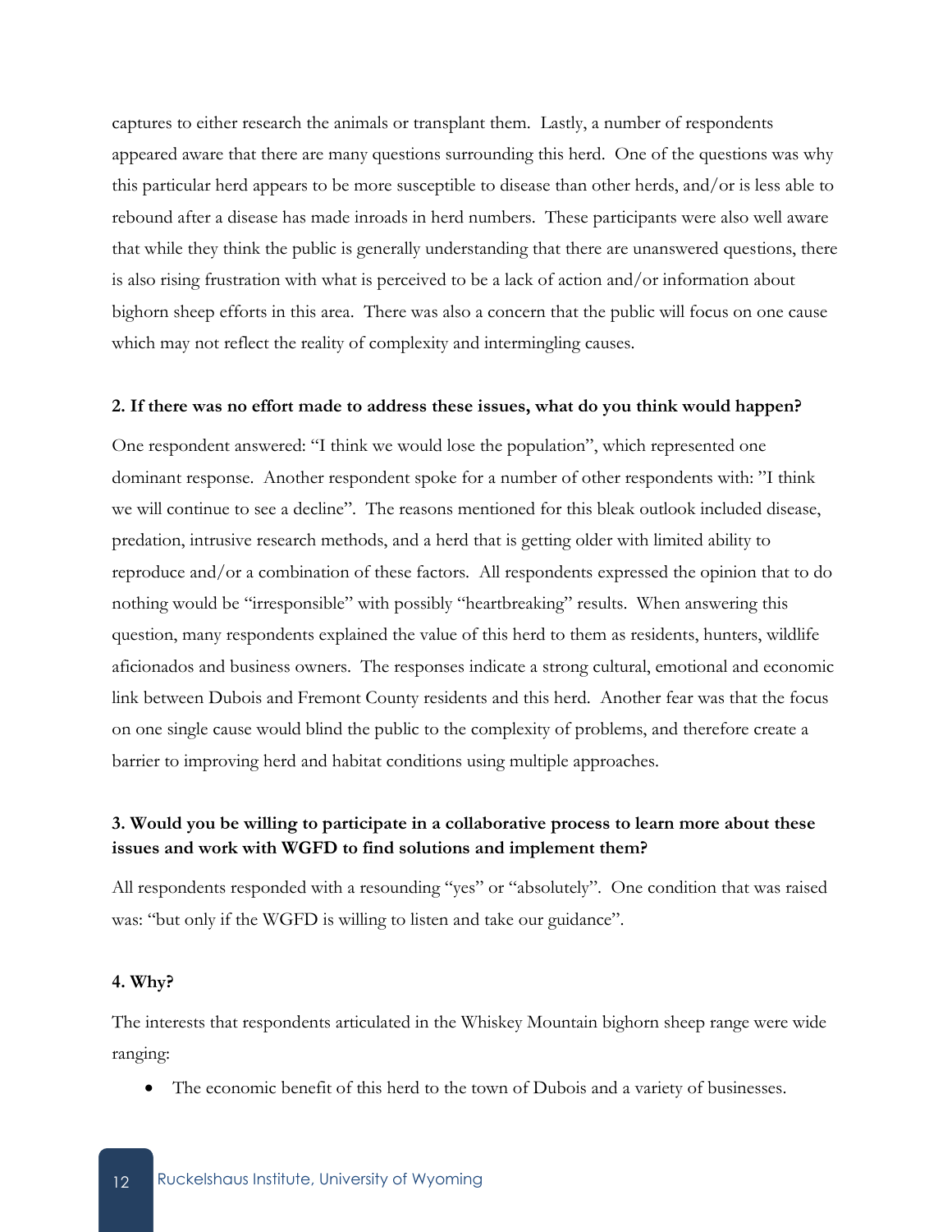captures to either research the animals or transplant them. Lastly, a number of respondents appeared aware that there are many questions surrounding this herd. One of the questions was why this particular herd appears to be more susceptible to disease than other herds, and/or is less able to rebound after a disease has made inroads in herd numbers. These participants were also well aware that while they think the public is generally understanding that there are unanswered questions, there is also rising frustration with what is perceived to be a lack of action and/or information about bighorn sheep efforts in this area. There was also a concern that the public will focus on one cause which may not reflect the reality of complexity and intermingling causes.

**2. If there was no effort made to address these issues, what do you think would happen?**

One respondent answered: "I think we would lose the population", which represented one dominant response. Another respondent spoke for a number of other respondents with: "I think we will continue to see a decline". The reasons mentioned for this bleak outlook included disease, predation, intrusive research methods, and a herd that is getting older with limited ability to reproduce and/or a combination of these factors. All respondents expressed the opinion that to do nothing would be "irresponsible" with possibly "heartbreaking" results. When answering this question, many respondents explained the value of this herd to them as residents, hunters, wildlife aficionados and business owners. The responses indicate a strong cultural, emotional and economic link between Dubois and Fremont County residents and this herd. Another fear was that the focus on one single cause would blind the public to the complexity of problems, and therefore create a barrier to improving herd and habitat conditions using multiple approaches.

**3. Would you be willing to participate in a collaborative process to learn more about these issues and work with WGFD to find solutions and implement them?**

All respondents responded with a resounding "yes" or "absolutely". One condition that was raised was: "but only if the WGFD is willing to listen and take our guidance".

**4. Why?**

The interests that respondents articulated in the Whiskey Mountain bighorn sheep range were wide ranging:

- The economic benefit of this herd to the town of Dubois and a variety of businesses.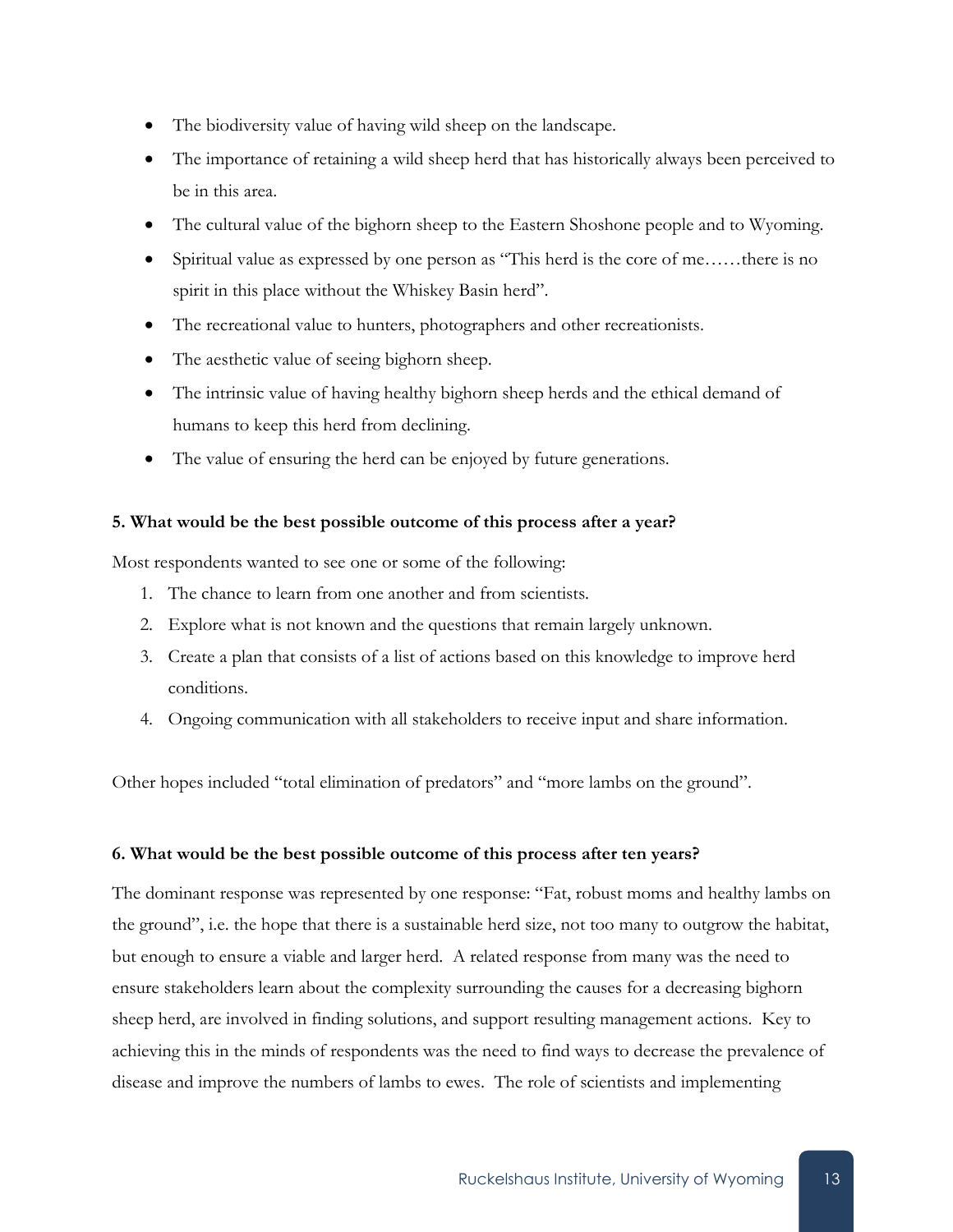- The biodiversity value of having wild sheep on the landscape.
- The importance of retaining a wild sheep herd that has historically always been perceived to be in this area.
- The cultural value of the bighorn sheep to the Eastern Shoshone people and to Wyoming.
- Spiritual value as expressed by one person as "This herd is the core of me……there is no spirit in this place without the Whiskey Basin herd".
- The recreational value to hunters, photographers and other recreationists.
- The aesthetic value of seeing bighorn sheep.
- The intrinsic value of having healthy bighorn sheep herds and the ethical demand of humans to keep this herd from declining.
- The value of ensuring the herd can be enjoyed by future generations.

**5. What would be the best possible outcome of this process after a year?**

Most respondents wanted to see one or some of the following:

1. The chance to learn from one another and from scientists.
2. Explore what is not known and the questions that remain largely unknown.
3. Create a plan that consists of a list of actions based on this knowledge to improve herd conditions.
4. Ongoing communication with all stakeholders to receive input and share information.

Other hopes included "total elimination of predators" and "more lambs on the ground".

**6. What would be the best possible outcome of this process after ten years?**

The dominant response was represented by one response: "Fat, robust moms and healthy lambs on the ground", i.e. the hope that there is a sustainable herd size, not too many to outgrow the habitat, but enough to ensure a viable and larger herd. A related response from many was the need to ensure stakeholders learn about the complexity surrounding the causes for a decreasing bighorn sheep herd, are involved in finding solutions, and support resulting management actions. Key to achieving this in the minds of respondents was the need to find ways to decrease the prevalence of disease and improve the numbers of lambs to ewes. The role of scientists and implementing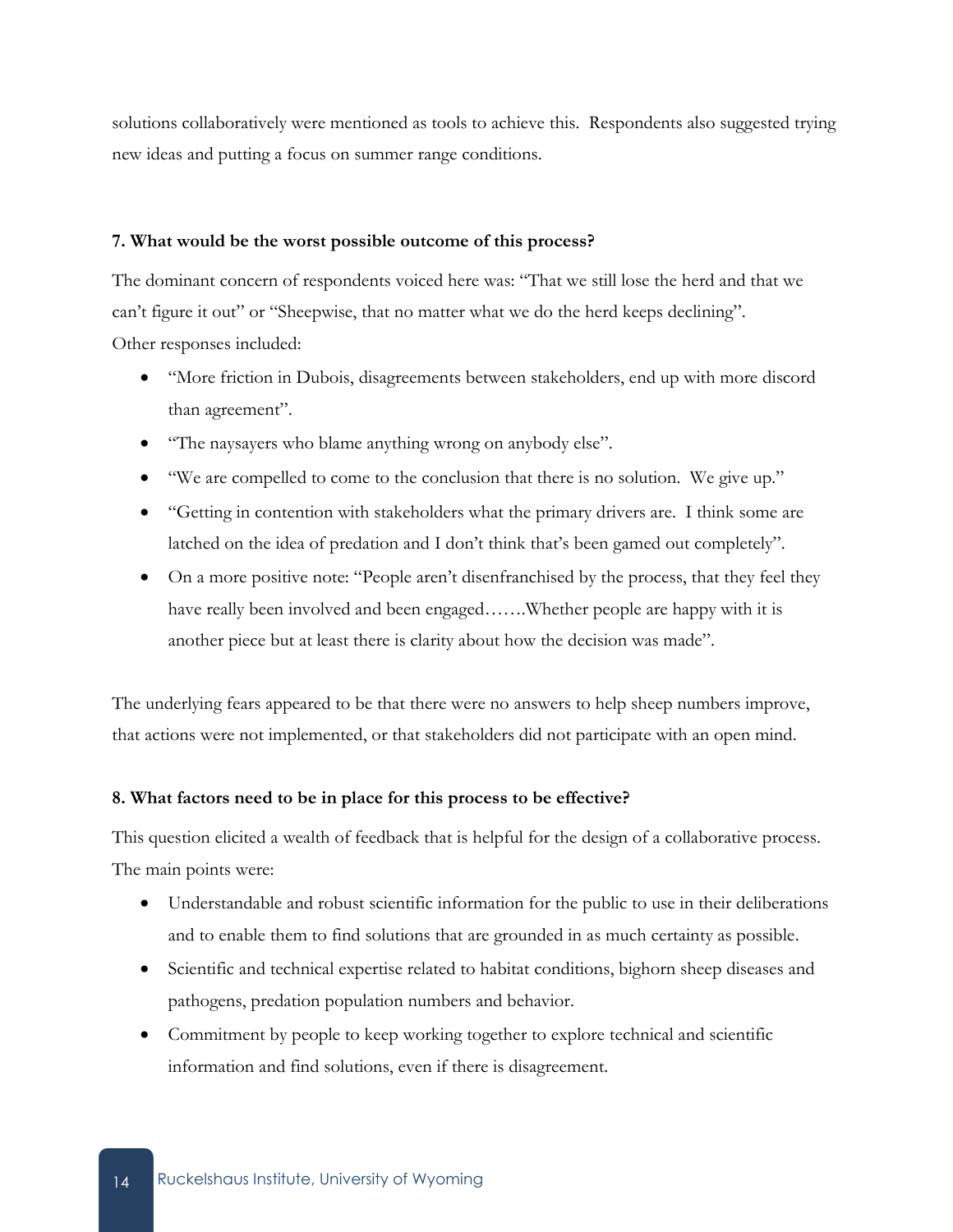solutions collaboratively were mentioned as tools to achieve this. Respondents also suggested trying new ideas and putting a focus on summer range conditions.

**7. What would be the worst possible outcome of this process?**

The dominant concern of respondents voiced here was: "That we still lose the herd and that we can't figure it out" or "Sheepwise, that no matter what we do the herd keeps declining". Other responses included:

- "More friction in Dubois, disagreements between stakeholders, end up with more discord than agreement".
- "The naysayers who blame anything wrong on anybody else".
- "We are compelled to come to the conclusion that there is no solution. We give up."
- "Getting in contention with stakeholders what the primary drivers are. I think some are latched on the idea of predation and I don't think that's been gamed out completely".
- On a more positive note: "People aren't disenfranchised by the process, that they feel they have really been involved and been engaged…….Whether people are happy with it is another piece but at least there is clarity about how the decision was made".

The underlying fears appeared to be that there were no answers to help sheep numbers improve, that actions were not implemented, or that stakeholders did not participate with an open mind.

**8. What factors need to be in place for this process to be effective?**

This question elicited a wealth of feedback that is helpful for the design of a collaborative process. The main points were:

- Understandable and robust scientific information for the public to use in their deliberations and to enable them to find solutions that are grounded in as much certainty as possible.
- Scientific and technical expertise related to habitat conditions, bighorn sheep diseases and pathogens, predation population numbers and behavior.
- Commitment by people to keep working together to explore technical and scientific information and find solutions, even if there is disagreement.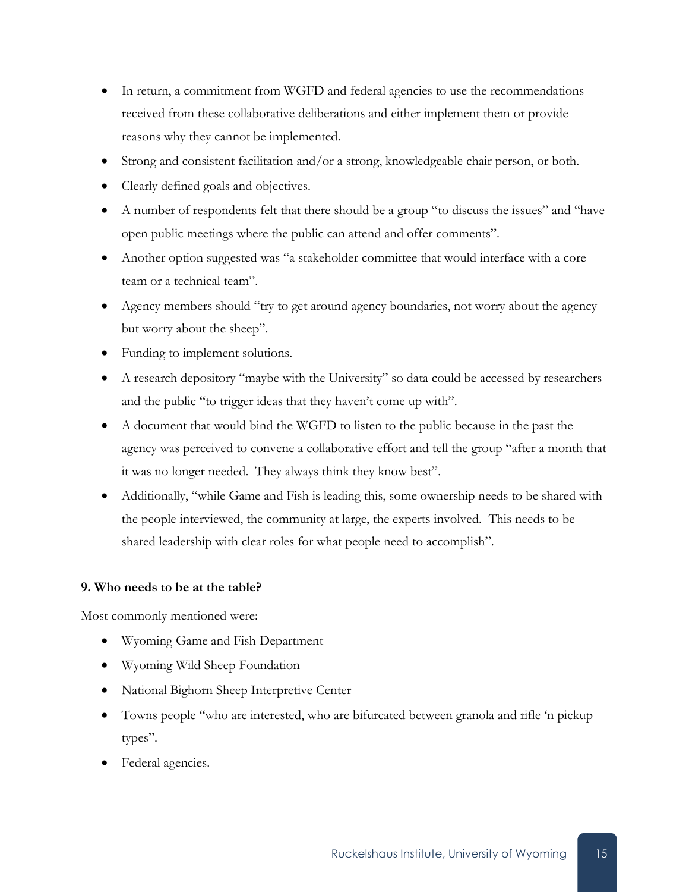- In return, a commitment from WGFD and federal agencies to use the recommendations received from these collaborative deliberations and either implement them or provide reasons why they cannot be implemented.
- Strong and consistent facilitation and/or a strong, knowledgeable chair person, or both.
- Clearly defined goals and objectives.
- A number of respondents felt that there should be a group "to discuss the issues" and "have open public meetings where the public can attend and offer comments".
- Another option suggested was "a stakeholder committee that would interface with a core team or a technical team".
- Agency members should "try to get around agency boundaries, not worry about the agency but worry about the sheep".
- Funding to implement solutions.
- A research depository "maybe with the University" so data could be accessed by researchers and the public "to trigger ideas that they haven't come up with".
- A document that would bind the WGFD to listen to the public because in the past the agency was perceived to convene a collaborative effort and tell the group "after a month that it was no longer needed. They always think they know best".
- Additionally, "while Game and Fish is leading this, some ownership needs to be shared with the people interviewed, the community at large, the experts involved. This needs to be shared leadership with clear roles for what people need to accomplish".

**9. Who needs to be at the table?**

Most commonly mentioned were:

- Wyoming Game and Fish Department
- Wyoming Wild Sheep Foundation
- National Bighorn Sheep Interpretive Center
- Towns people "who are interested, who are bifurcated between granola and rifle 'n pickup types".
- Federal agencies.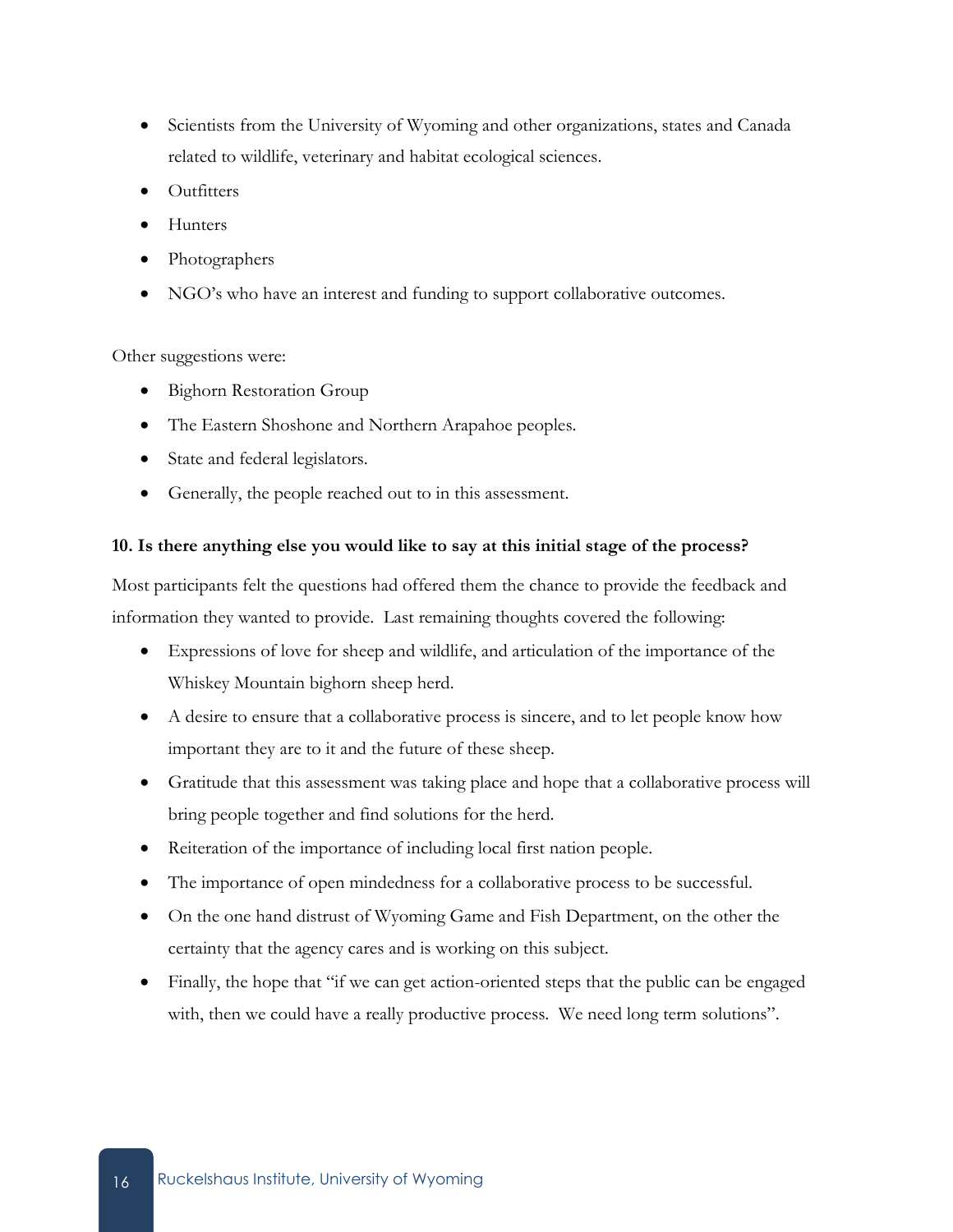- Scientists from the University of Wyoming and other organizations, states and Canada related to wildlife, veterinary and habitat ecological sciences.
- Outfitters
- Hunters
- Photographers
- NGO's who have an interest and funding to support collaborative outcomes.

Other suggestions were:

- Bighorn Restoration Group
- The Eastern Shoshone and Northern Arapahoe peoples.
- State and federal legislators.
- Generally, the people reached out to in this assessment.

**10. Is there anything else you would like to say at this initial stage of the process?**

Most participants felt the questions had offered them the chance to provide the feedback and information they wanted to provide. Last remaining thoughts covered the following:

- Expressions of love for sheep and wildlife, and articulation of the importance of the Whiskey Mountain bighorn sheep herd.
- A desire to ensure that a collaborative process is sincere, and to let people know how important they are to it and the future of these sheep.
- Gratitude that this assessment was taking place and hope that a collaborative process will bring people together and find solutions for the herd.
- Reiteration of the importance of including local first nation people.
- The importance of open mindedness for a collaborative process to be successful.
- On the one hand distrust of Wyoming Game and Fish Department, on the other the certainty that the agency cares and is working on this subject.
- Finally, the hope that "if we can get action-oriented steps that the public can be engaged with, then we could have a really productive process. We need long term solutions".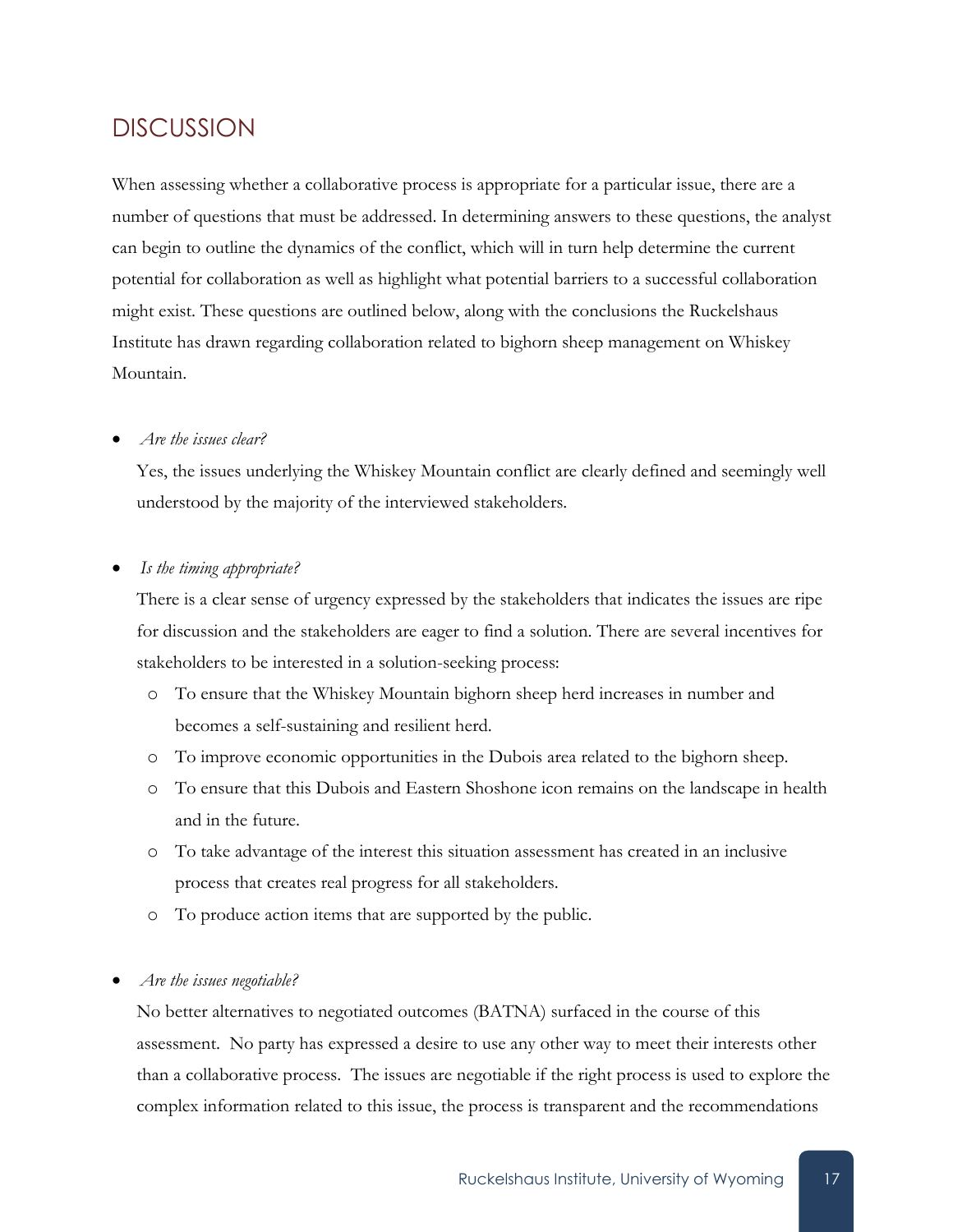## DISCUSSION

When assessing whether a collaborative process is appropriate for a particular issue, there are a number of questions that must be addressed. In determining answers to these questions, the analyst can begin to outline the dynamics of the conflict, which will in turn help determine the current potential for collaboration as well as highlight what potential barriers to a successful collaboration might exist. These questions are outlined below, along with the conclusions the Ruckelshaus Institute has drawn regarding collaboration related to bighorn sheep management on Whiskey Mountain.

- *Are the issues clear?*

  Yes, the issues underlying the Whiskey Mountain conflict are clearly defined and seemingly well understood by the majority of the interviewed stakeholders.

- *Is the timing appropriate?*

  There is a clear sense of urgency expressed by the stakeholders that indicates the issues are ripe for discussion and the stakeholders are eager to find a solution. There are several incentives for stakeholders to be interested in a solution-seeking process:
  - To ensure that the Whiskey Mountain bighorn sheep herd increases in number and becomes a self-sustaining and resilient herd.
  - To improve economic opportunities in the Dubois area related to the bighorn sheep.
  - To ensure that this Dubois and Eastern Shoshone icon remains on the landscape in health and in the future.
  - To take advantage of the interest this situation assessment has created in an inclusive process that creates real progress for all stakeholders.
  - To produce action items that are supported by the public.

- *Are the issues negotiable?*

  No better alternatives to negotiated outcomes (BATNA) surfaced in the course of this assessment. No party has expressed a desire to use any other way to meet their interests other than a collaborative process. The issues are negotiable if the right process is used to explore the complex information related to this issue, the process is transparent and the recommendations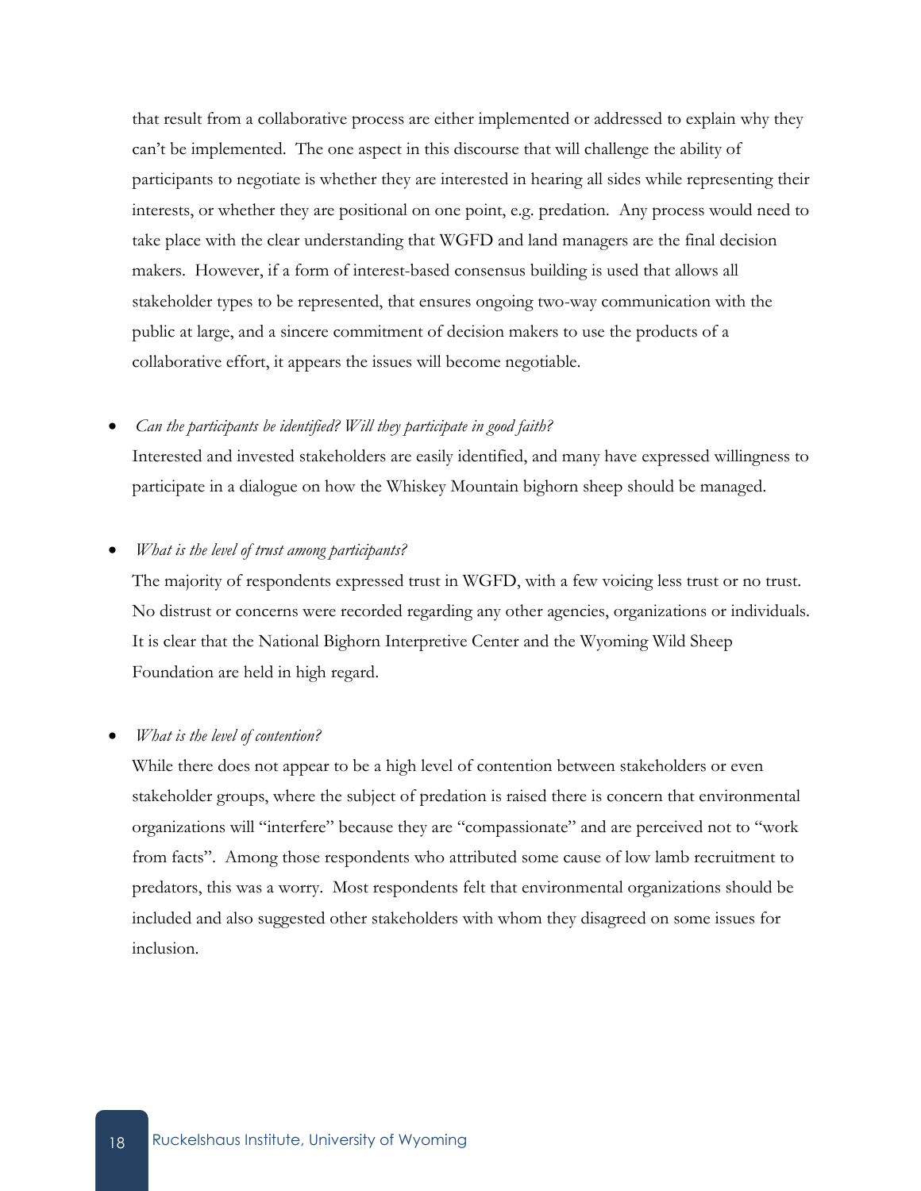that result from a collaborative process are either implemented or addressed to explain why they can't be implemented. The one aspect in this discourse that will challenge the ability of participants to negotiate is whether they are interested in hearing all sides while representing their interests, or whether they are positional on one point, e.g. predation. Any process would need to take place with the clear understanding that WGFD and land managers are the final decision makers. However, if a form of interest-based consensus building is used that allows all stakeholder types to be represented, that ensures ongoing two-way communication with the public at large, and a sincere commitment of decision makers to use the products of a collaborative effort, it appears the issues will become negotiable.

- *Can the participants be identified? Will they participate in good faith?*

  Interested and invested stakeholders are easily identified, and many have expressed willingness to participate in a dialogue on how the Whiskey Mountain bighorn sheep should be managed.

- *What is the level of trust among participants?*

  The majority of respondents expressed trust in WGFD, with a few voicing less trust or no trust. No distrust or concerns were recorded regarding any other agencies, organizations or individuals. It is clear that the National Bighorn Interpretive Center and the Wyoming Wild Sheep Foundation are held in high regard.

- *What is the level of contention?*

  While there does not appear to be a high level of contention between stakeholders or even stakeholder groups, where the subject of predation is raised there is concern that environmental organizations will "interfere" because they are "compassionate" and are perceived not to "work from facts". Among those respondents who attributed some cause of low lamb recruitment to predators, this was a worry. Most respondents felt that environmental organizations should be included and also suggested other stakeholders with whom they disagreed on some issues for inclusion.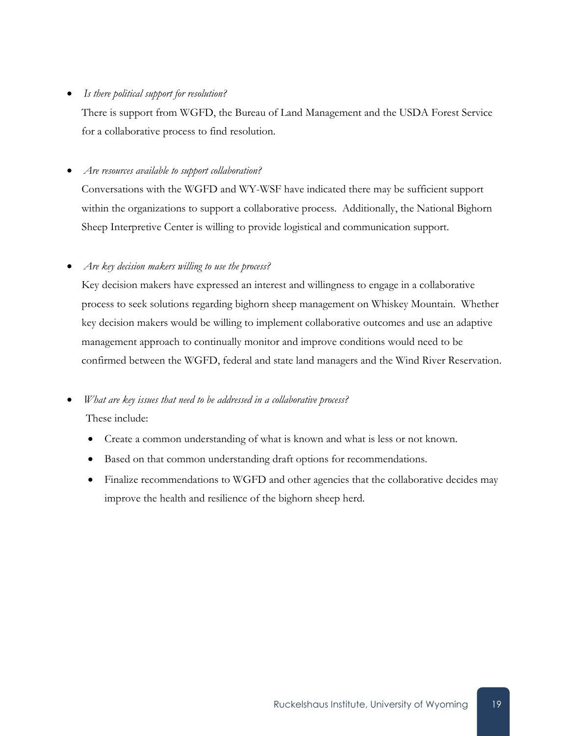- *Is there political support for resolution?*

  There is support from WGFD, the Bureau of Land Management and the USDA Forest Service for a collaborative process to find resolution.

- *Are resources available to support collaboration?*

  Conversations with the WGFD and WY-WSF have indicated there may be sufficient support within the organizations to support a collaborative process. Additionally, the National Bighorn Sheep Interpretive Center is willing to provide logistical and communication support.

- *Are key decision makers willing to use the process?*

  Key decision makers have expressed an interest and willingness to engage in a collaborative process to seek solutions regarding bighorn sheep management on Whiskey Mountain. Whether key decision makers would be willing to implement collaborative outcomes and use an adaptive management approach to continually monitor and improve conditions would need to be confirmed between the WGFD, federal and state land managers and the Wind River Reservation.

- *What are key issues that need to be addressed in a collaborative process?*

  These include:

  - Create a common understanding of what is known and what is less or not known.
  - Based on that common understanding draft options for recommendations.
  - Finalize recommendations to WGFD and other agencies that the collaborative decides may improve the health and resilience of the bighorn sheep herd.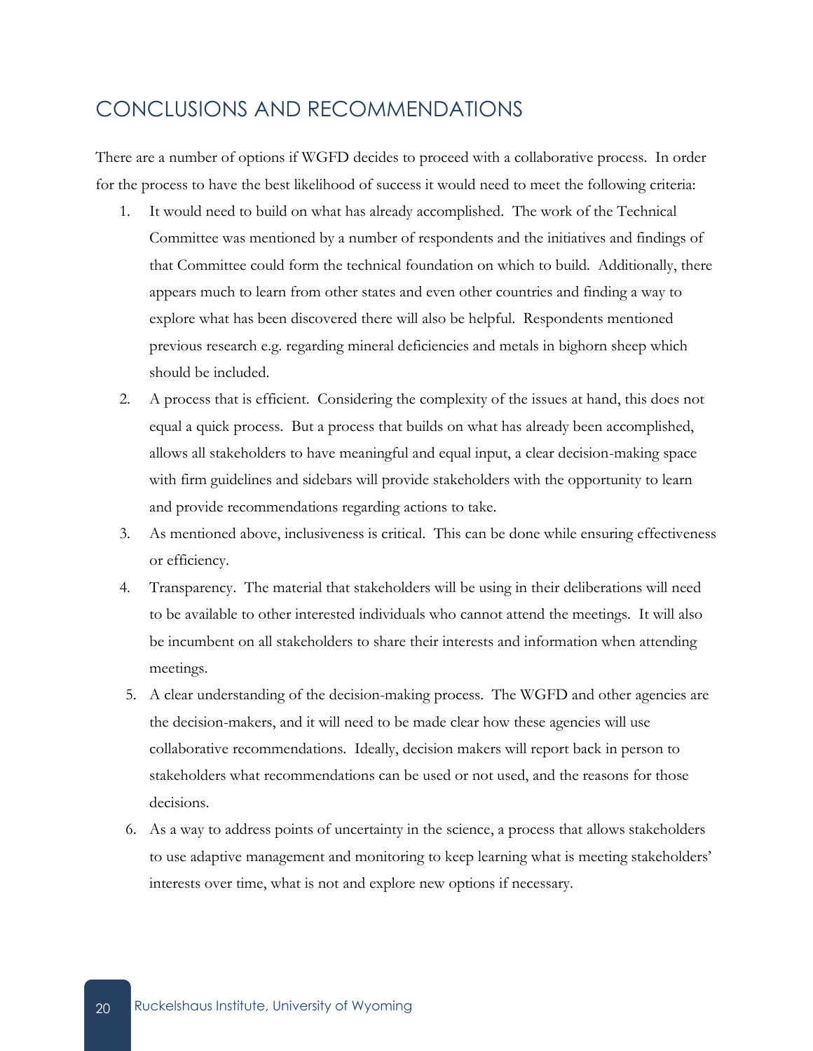## CONCLUSIONS AND RECOMMENDATIONS

There are a number of options if WGFD decides to proceed with a collaborative process. In order for the process to have the best likelihood of success it would need to meet the following criteria:

1. It would need to build on what has already accomplished. The work of the Technical Committee was mentioned by a number of respondents and the initiatives and findings of that Committee could form the technical foundation on which to build. Additionally, there appears much to learn from other states and even other countries and finding a way to explore what has been discovered there will also be helpful. Respondents mentioned previous research e.g. regarding mineral deficiencies and metals in bighorn sheep which should be included.
2. A process that is efficient. Considering the complexity of the issues at hand, this does not equal a quick process. But a process that builds on what has already been accomplished, allows all stakeholders to have meaningful and equal input, a clear decision-making space with firm guidelines and sidebars will provide stakeholders with the opportunity to learn and provide recommendations regarding actions to take.
3. As mentioned above, inclusiveness is critical. This can be done while ensuring effectiveness or efficiency.
4. Transparency. The material that stakeholders will be using in their deliberations will need to be available to other interested individuals who cannot attend the meetings. It will also be incumbent on all stakeholders to share their interests and information when attending meetings.
5. A clear understanding of the decision-making process. The WGFD and other agencies are the decision-makers, and it will need to be made clear how these agencies will use collaborative recommendations. Ideally, decision makers will report back in person to stakeholders what recommendations can be used or not used, and the reasons for those decisions.
6. As a way to address points of uncertainty in the science, a process that allows stakeholders to use adaptive management and monitoring to keep learning what is meeting stakeholders' interests over time, what is not and explore new options if necessary.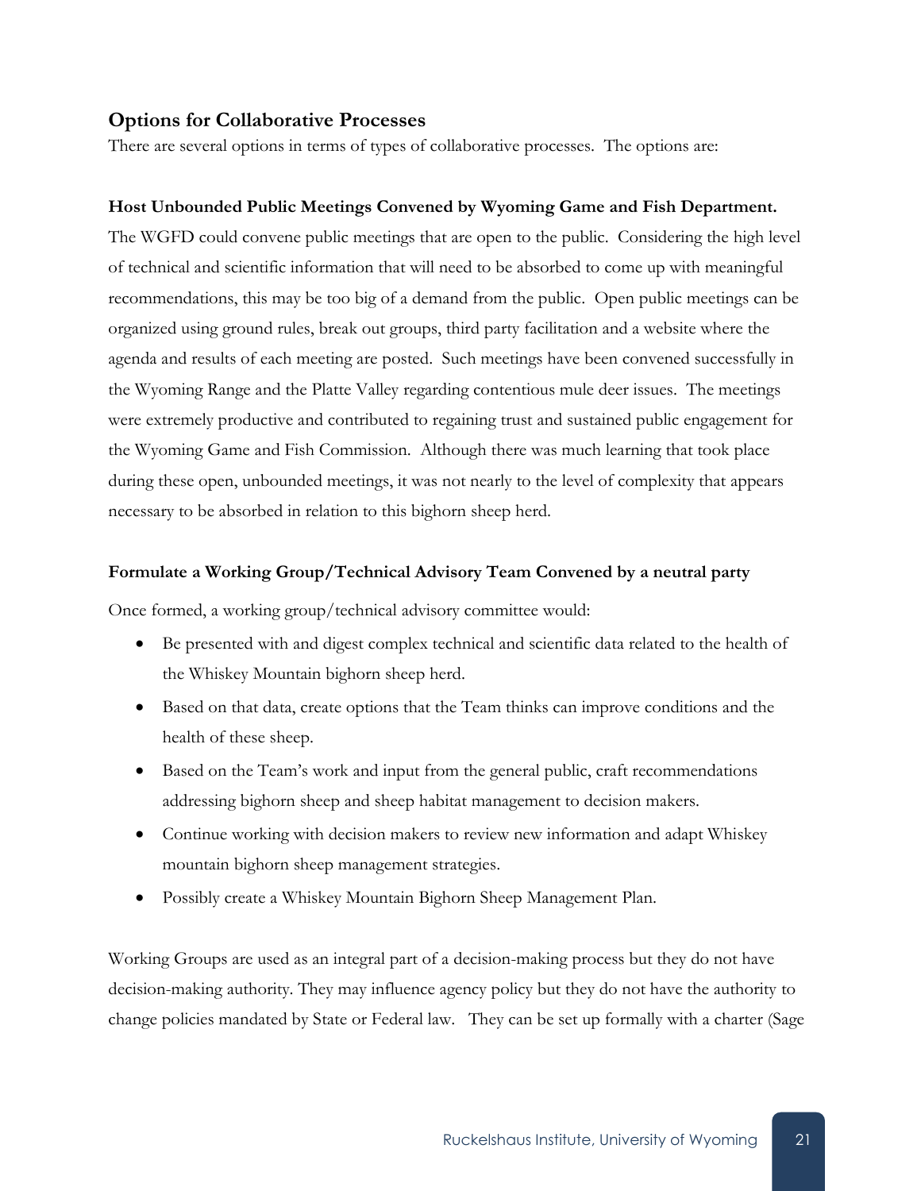## Options for Collaborative Processes

There are several options in terms of types of collaborative processes. The options are:

**Host Unbounded Public Meetings Convened by Wyoming Game and Fish Department.**

The WGFD could convene public meetings that are open to the public. Considering the high level of technical and scientific information that will need to be absorbed to come up with meaningful recommendations, this may be too big of a demand from the public. Open public meetings can be organized using ground rules, break out groups, third party facilitation and a website where the agenda and results of each meeting are posted. Such meetings have been convened successfully in the Wyoming Range and the Platte Valley regarding contentious mule deer issues. The meetings were extremely productive and contributed to regaining trust and sustained public engagement for the Wyoming Game and Fish Commission. Although there was much learning that took place during these open, unbounded meetings, it was not nearly to the level of complexity that appears necessary to be absorbed in relation to this bighorn sheep herd.

**Formulate a Working Group/Technical Advisory Team Convened by a neutral party**

Once formed, a working group/technical advisory committee would:

- Be presented with and digest complex technical and scientific data related to the health of the Whiskey Mountain bighorn sheep herd.
- Based on that data, create options that the Team thinks can improve conditions and the health of these sheep.
- Based on the Team's work and input from the general public, craft recommendations addressing bighorn sheep and sheep habitat management to decision makers.
- Continue working with decision makers to review new information and adapt Whiskey mountain bighorn sheep management strategies.
- Possibly create a Whiskey Mountain Bighorn Sheep Management Plan.

Working Groups are used as an integral part of a decision-making process but they do not have decision-making authority. They may influence agency policy but they do not have the authority to change policies mandated by State or Federal law. They can be set up formally with a charter (Sage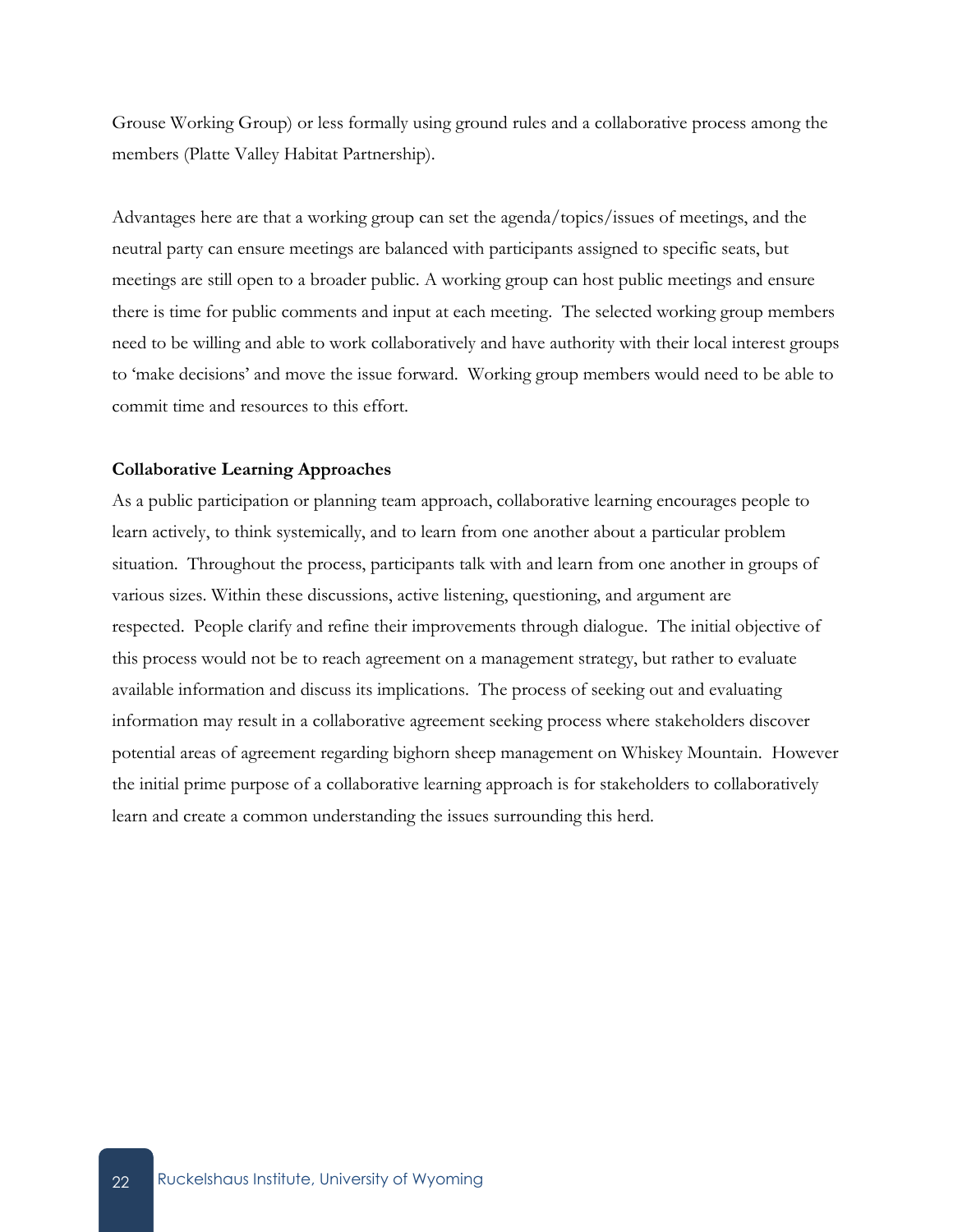Grouse Working Group) or less formally using ground rules and a collaborative process among the members (Platte Valley Habitat Partnership).

Advantages here are that a working group can set the agenda/topics/issues of meetings, and the neutral party can ensure meetings are balanced with participants assigned to specific seats, but meetings are still open to a broader public. A working group can host public meetings and ensure there is time for public comments and input at each meeting. The selected working group members need to be willing and able to work collaboratively and have authority with their local interest groups to 'make decisions' and move the issue forward. Working group members would need to be able to commit time and resources to this effort.

**Collaborative Learning Approaches**

As a public participation or planning team approach, collaborative learning encourages people to learn actively, to think systemically, and to learn from one another about a particular problem situation. Throughout the process, participants talk with and learn from one another in groups of various sizes. Within these discussions, active listening, questioning, and argument are respected. People clarify and refine their improvements through dialogue. The initial objective of this process would not be to reach agreement on a management strategy, but rather to evaluate available information and discuss its implications. The process of seeking out and evaluating information may result in a collaborative agreement seeking process where stakeholders discover potential areas of agreement regarding bighorn sheep management on Whiskey Mountain. However the initial prime purpose of a collaborative learning approach is for stakeholders to collaboratively learn and create a common understanding the issues surrounding this herd.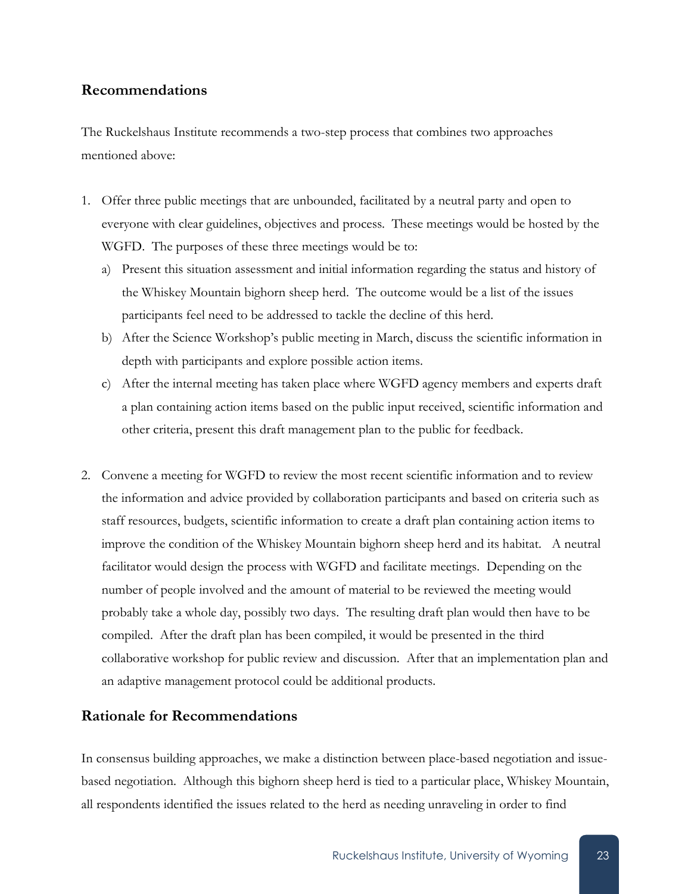## Recommendations

The Ruckelshaus Institute recommends a two-step process that combines two approaches mentioned above:

1. Offer three public meetings that are unbounded, facilitated by a neutral party and open to everyone with clear guidelines, objectives and process. These meetings would be hosted by the WGFD. The purposes of these three meetings would be to:
   a) Present this situation assessment and initial information regarding the status and history of the Whiskey Mountain bighorn sheep herd. The outcome would be a list of the issues participants feel need to be addressed to tackle the decline of this herd.
   b) After the Science Workshop's public meeting in March, discuss the scientific information in depth with participants and explore possible action items.
   c) After the internal meeting has taken place where WGFD agency members and experts draft a plan containing action items based on the public input received, scientific information and other criteria, present this draft management plan to the public for feedback.

2. Convene a meeting for WGFD to review the most recent scientific information and to review the information and advice provided by collaboration participants and based on criteria such as staff resources, budgets, scientific information to create a draft plan containing action items to improve the condition of the Whiskey Mountain bighorn sheep herd and its habitat. A neutral facilitator would design the process with WGFD and facilitate meetings. Depending on the number of people involved and the amount of material to be reviewed the meeting would probably take a whole day, possibly two days. The resulting draft plan would then have to be compiled. After the draft plan has been compiled, it would be presented in the third collaborative workshop for public review and discussion. After that an implementation plan and an adaptive management protocol could be additional products.

## Rationale for Recommendations

In consensus building approaches, we make a distinction between place-based negotiation and issue-based negotiation. Although this bighorn sheep herd is tied to a particular place, Whiskey Mountain, all respondents identified the issues related to the herd as needing unraveling in order to find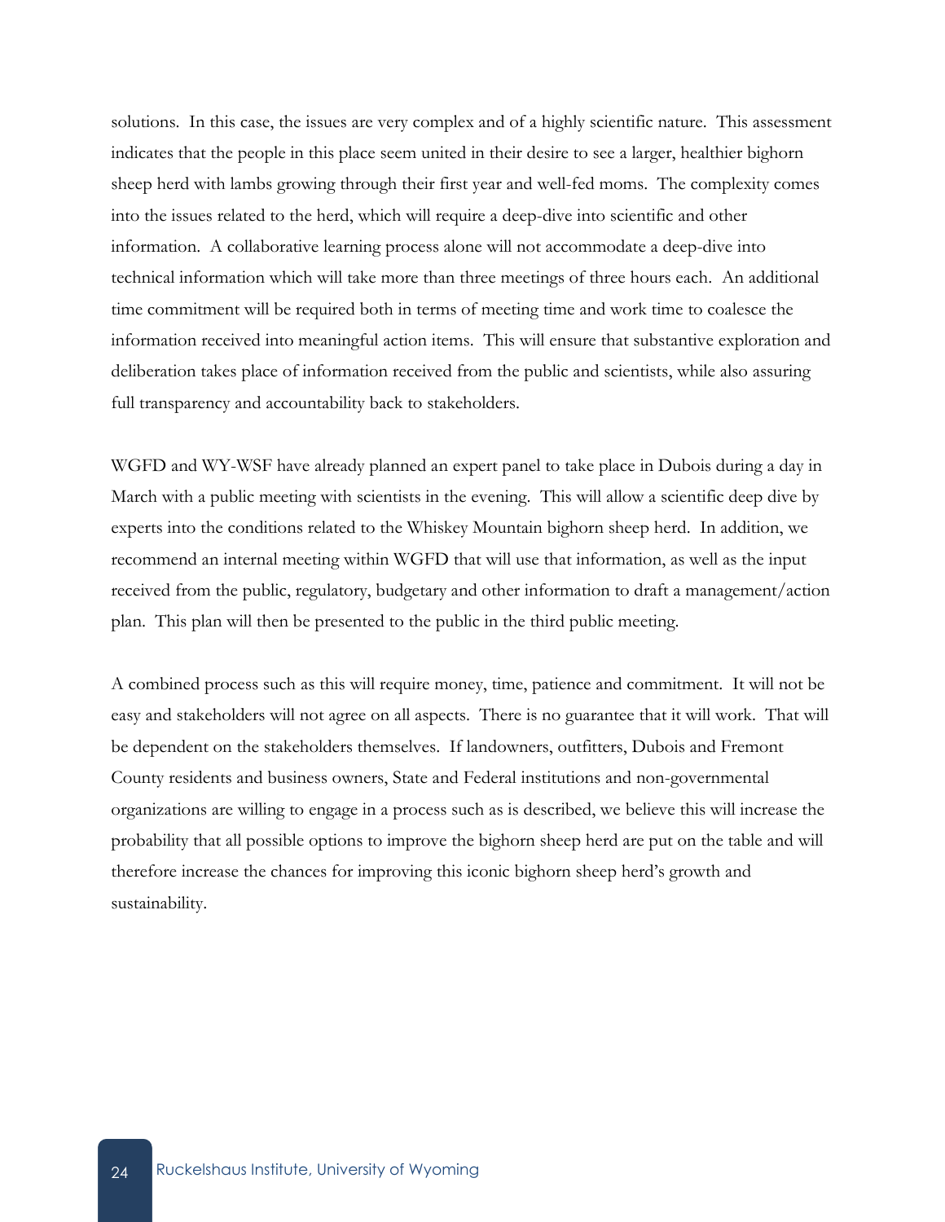solutions. In this case, the issues are very complex and of a highly scientific nature. This assessment indicates that the people in this place seem united in their desire to see a larger, healthier bighorn sheep herd with lambs growing through their first year and well-fed moms. The complexity comes into the issues related to the herd, which will require a deep-dive into scientific and other information. A collaborative learning process alone will not accommodate a deep-dive into technical information which will take more than three meetings of three hours each. An additional time commitment will be required both in terms of meeting time and work time to coalesce the information received into meaningful action items. This will ensure that substantive exploration and deliberation takes place of information received from the public and scientists, while also assuring full transparency and accountability back to stakeholders.

WGFD and WY-WSF have already planned an expert panel to take place in Dubois during a day in March with a public meeting with scientists in the evening. This will allow a scientific deep dive by experts into the conditions related to the Whiskey Mountain bighorn sheep herd. In addition, we recommend an internal meeting within WGFD that will use that information, as well as the input received from the public, regulatory, budgetary and other information to draft a management/action plan. This plan will then be presented to the public in the third public meeting.

A combined process such as this will require money, time, patience and commitment. It will not be easy and stakeholders will not agree on all aspects. There is no guarantee that it will work. That will be dependent on the stakeholders themselves. If landowners, outfitters, Dubois and Fremont County residents and business owners, State and Federal institutions and non-governmental organizations are willing to engage in a process such as is described, we believe this will increase the probability that all possible options to improve the bighorn sheep herd are put on the table and will therefore increase the chances for improving this iconic bighorn sheep herd's growth and sustainability.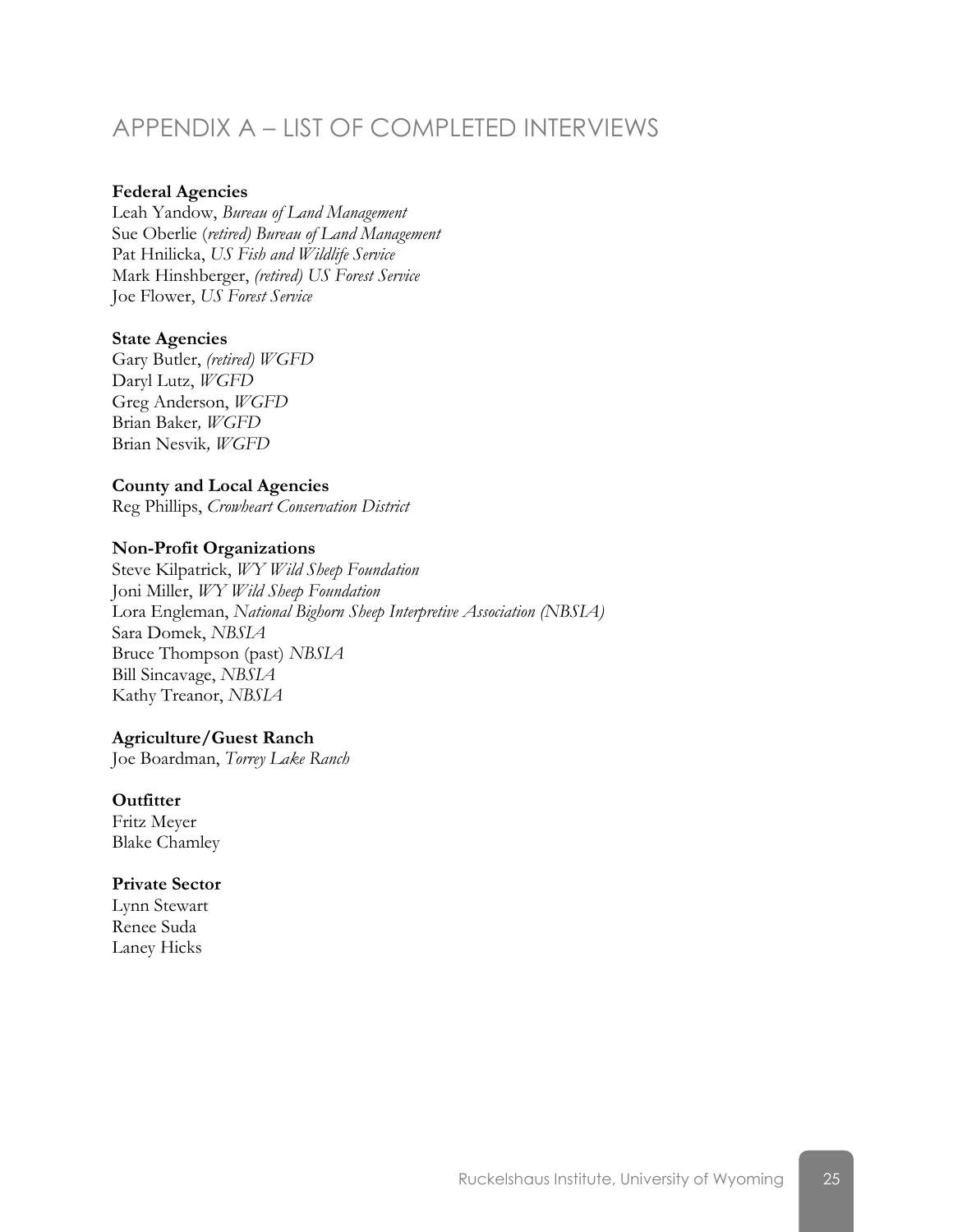# APPENDIX A – LIST OF COMPLETED INTERVIEWS

**Federal Agencies**
Leah Yandow, *Bureau of Land Management*
Sue Oberlie (*retired) Bureau of Land Management*
Pat Hnilicka, *US Fish and Wildlife Service*
Mark Hinshberger, *(retired) US Forest Service*
Joe Flower, *US Forest Service*

**State Agencies**
Gary Butler, *(retired) WGFD*
Daryl Lutz, *WGFD*
Greg Anderson, *WGFD*
Brian Baker*, WGFD*
Brian Nesvik*, WGFD*

**County and Local Agencies**
Reg Phillips, *Crowheart Conservation District*

**Non-Profit Organizations**
Steve Kilpatrick, *WY Wild Sheep Foundation*
Joni Miller, *WY Wild Sheep Foundation*
Lora Engleman, *National Bighorn Sheep Interpretive Association (NBSIA)*
Sara Domek, *NBSIA*
Bruce Thompson (past) *NBSIA*
Bill Sincavage, *NBSIA*
Kathy Treanor, *NBSIA*

**Agriculture/Guest Ranch**
Joe Boardman, *Torrey Lake Ranch*

**Outfitter**
Fritz Meyer
Blake Chamley

**Private Sector**
Lynn Stewart
Renee Suda
Laney Hicks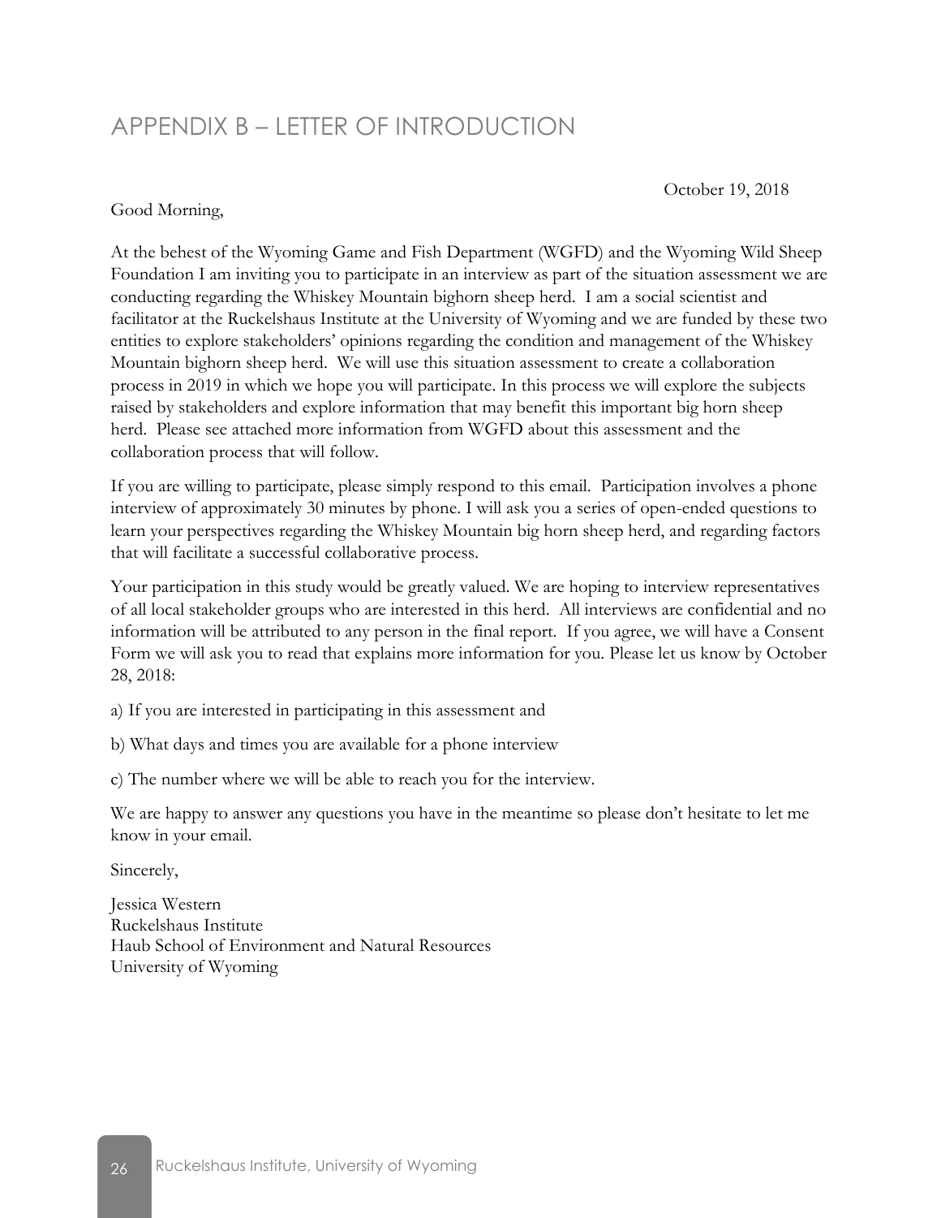# APPENDIX B – LETTER OF INTRODUCTION

October 19, 2018

Good Morning,

At the behest of the Wyoming Game and Fish Department (WGFD) and the Wyoming Wild Sheep Foundation I am inviting you to participate in an interview as part of the situation assessment we are conducting regarding the Whiskey Mountain bighorn sheep herd. I am a social scientist and facilitator at the Ruckelshaus Institute at the University of Wyoming and we are funded by these two entities to explore stakeholders' opinions regarding the condition and management of the Whiskey Mountain bighorn sheep herd. We will use this situation assessment to create a collaboration process in 2019 in which we hope you will participate. In this process we will explore the subjects raised by stakeholders and explore information that may benefit this important big horn sheep herd. Please see attached more information from WGFD about this assessment and the collaboration process that will follow.

If you are willing to participate, please simply respond to this email. Participation involves a phone interview of approximately 30 minutes by phone. I will ask you a series of open-ended questions to learn your perspectives regarding the Whiskey Mountain big horn sheep herd, and regarding factors that will facilitate a successful collaborative process.

Your participation in this study would be greatly valued. We are hoping to interview representatives of all local stakeholder groups who are interested in this herd. All interviews are confidential and no information will be attributed to any person in the final report. If you agree, we will have a Consent Form we will ask you to read that explains more information for you. Please let us know by October 28, 2018:

a) If you are interested in participating in this assessment and

b) What days and times you are available for a phone interview

c) The number where we will be able to reach you for the interview.

We are happy to answer any questions you have in the meantime so please don't hesitate to let me know in your email.

Sincerely,

Jessica Western  
Ruckelshaus Institute  
Haub School of Environment and Natural Resources  
University of Wyoming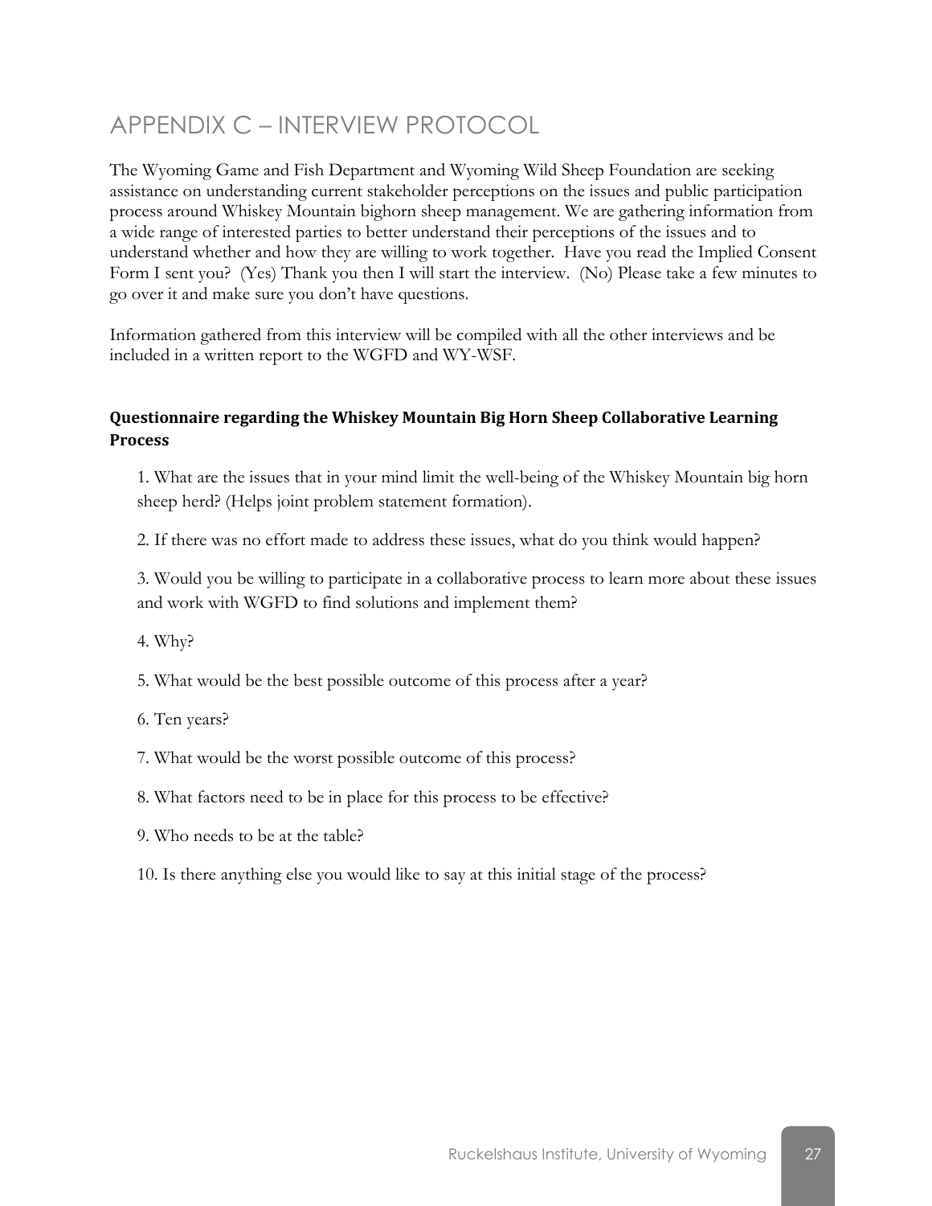# APPENDIX C – INTERVIEW PROTOCOL

The Wyoming Game and Fish Department and Wyoming Wild Sheep Foundation are seeking assistance on understanding current stakeholder perceptions on the issues and public participation process around Whiskey Mountain bighorn sheep management. We are gathering information from a wide range of interested parties to better understand their perceptions of the issues and to understand whether and how they are willing to work together. Have you read the Implied Consent Form I sent you? (Yes) Thank you then I will start the interview. (No) Please take a few minutes to go over it and make sure you don't have questions.

Information gathered from this interview will be compiled with all the other interviews and be included in a written report to the WGFD and WY-WSF.

**Questionnaire regarding the Whiskey Mountain Big Horn Sheep Collaborative Learning Process**

1. What are the issues that in your mind limit the well-being of the Whiskey Mountain big horn sheep herd? (Helps joint problem statement formation).

2. If there was no effort made to address these issues, what do you think would happen?

3. Would you be willing to participate in a collaborative process to learn more about these issues and work with WGFD to find solutions and implement them?

4. Why?

5. What would be the best possible outcome of this process after a year?

6. Ten years?

7. What would be the worst possible outcome of this process?

8. What factors need to be in place for this process to be effective?

9. Who needs to be at the table?

10. Is there anything else you would like to say at this initial stage of the process?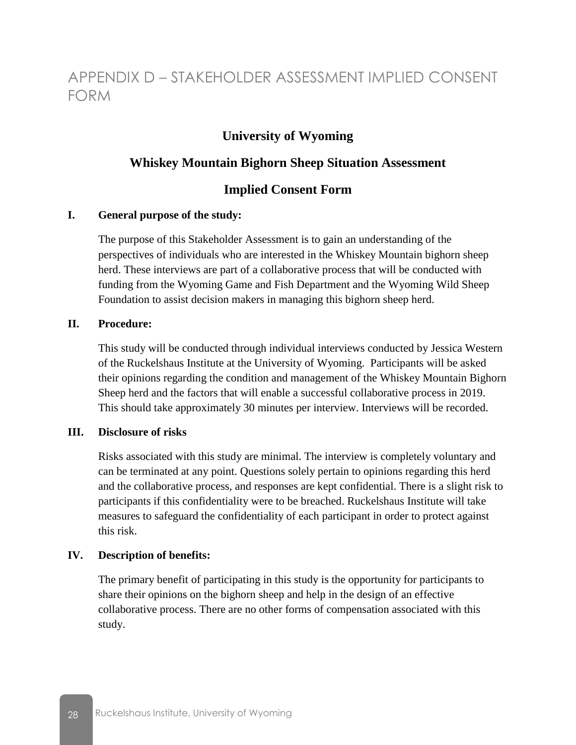# APPENDIX D – STAKEHOLDER ASSESSMENT IMPLIED CONSENT FORM

**University of Wyoming**

**Whiskey Mountain Bighorn Sheep Situation Assessment**

**Implied Consent Form**

**I. General purpose of the study:**

The purpose of this Stakeholder Assessment is to gain an understanding of the perspectives of individuals who are interested in the Whiskey Mountain bighorn sheep herd. These interviews are part of a collaborative process that will be conducted with funding from the Wyoming Game and Fish Department and the Wyoming Wild Sheep Foundation to assist decision makers in managing this bighorn sheep herd.

**II. Procedure:**

This study will be conducted through individual interviews conducted by Jessica Western of the Ruckelshaus Institute at the University of Wyoming. Participants will be asked their opinions regarding the condition and management of the Whiskey Mountain Bighorn Sheep herd and the factors that will enable a successful collaborative process in 2019. This should take approximately 30 minutes per interview. Interviews will be recorded.

**III. Disclosure of risks**

Risks associated with this study are minimal. The interview is completely voluntary and can be terminated at any point. Questions solely pertain to opinions regarding this herd and the collaborative process, and responses are kept confidential. There is a slight risk to participants if this confidentiality were to be breached. Ruckelshaus Institute will take measures to safeguard the confidentiality of each participant in order to protect against this risk.

**IV. Description of benefits:**

The primary benefit of participating in this study is the opportunity for participants to share their opinions on the bighorn sheep and help in the design of an effective collaborative process. There are no other forms of compensation associated with this study.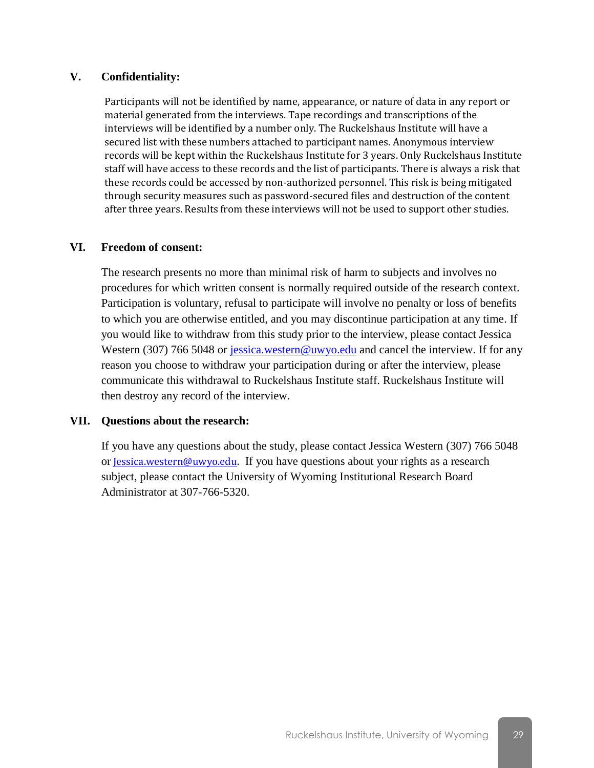### V. Confidentiality:

Participants will not be identified by name, appearance, or nature of data in any report or material generated from the interviews. Tape recordings and transcriptions of the interviews will be identified by a number only. The Ruckelshaus Institute will have a secured list with these numbers attached to participant names. Anonymous interview records will be kept within the Ruckelshaus Institute for 3 years. Only Ruckelshaus Institute staff will have access to these records and the list of participants. There is always a risk that these records could be accessed by non-authorized personnel. This risk is being mitigated through security measures such as password-secured files and destruction of the content after three years. Results from these interviews will not be used to support other studies.

### VI. Freedom of consent:

The research presents no more than minimal risk of harm to subjects and involves no procedures for which written consent is normally required outside of the research context. Participation is voluntary, refusal to participate will involve no penalty or loss of benefits to which you are otherwise entitled, and you may discontinue participation at any time. If you would like to withdraw from this study prior to the interview, please contact Jessica Western (307) 766 5048 or jessica.western@uwyo.edu and cancel the interview. If for any reason you choose to withdraw your participation during or after the interview, please communicate this withdrawal to Ruckelshaus Institute staff. Ruckelshaus Institute will then destroy any record of the interview.

### VII. Questions about the research:

If you have any questions about the study, please contact Jessica Western (307) 766 5048 or Jessica.western@uwyo.edu. If you have questions about your rights as a research subject, please contact the University of Wyoming Institutional Research Board Administrator at 307-766-5320.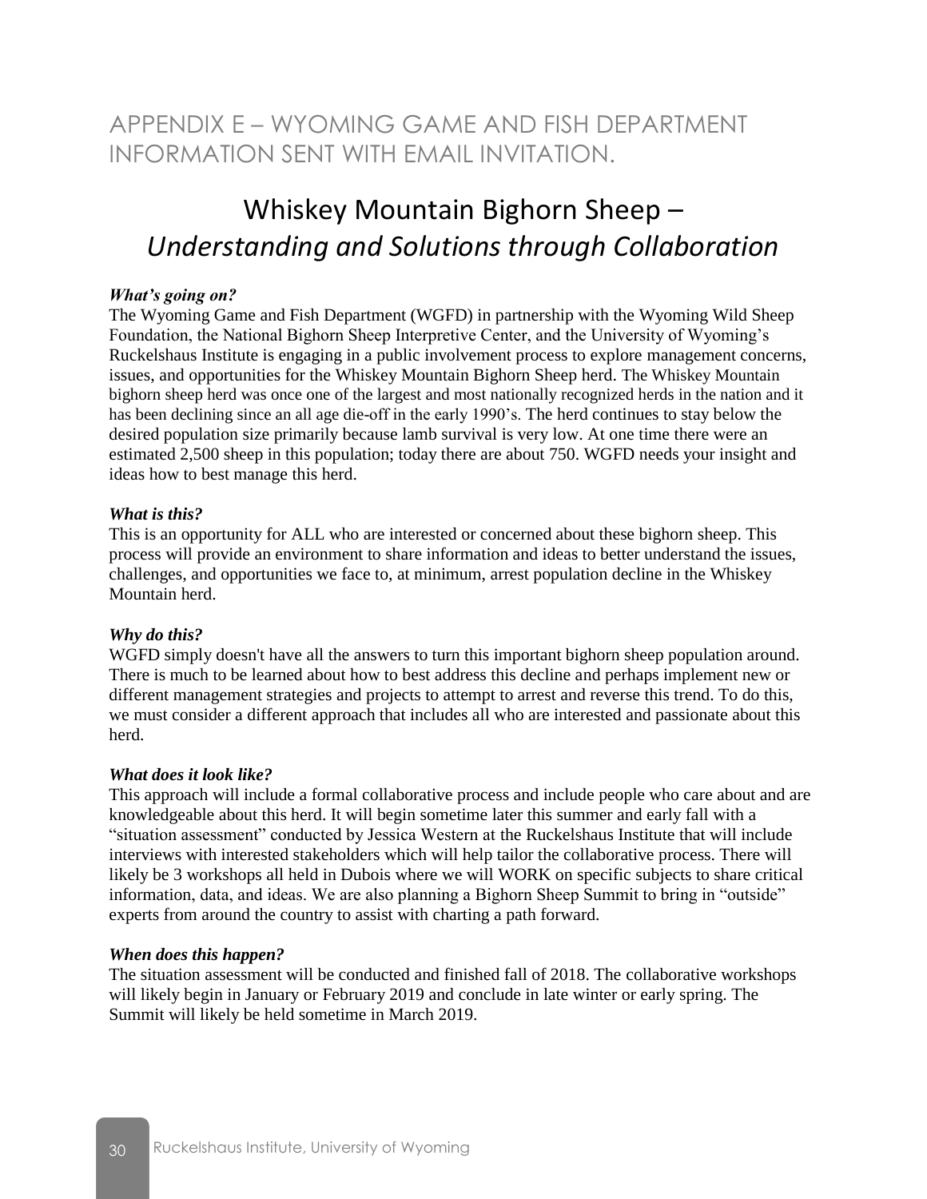# APPENDIX E – WYOMING GAME AND FISH DEPARTMENT INFORMATION SENT WITH EMAIL INVITATION.

## Whiskey Mountain Bighorn Sheep – *Understanding and Solutions through Collaboration*

***What's going on?***
The Wyoming Game and Fish Department (WGFD) in partnership with the Wyoming Wild Sheep Foundation, the National Bighorn Sheep Interpretive Center, and the University of Wyoming's Ruckelshaus Institute is engaging in a public involvement process to explore management concerns, issues, and opportunities for the Whiskey Mountain Bighorn Sheep herd. The Whiskey Mountain bighorn sheep herd was once one of the largest and most nationally recognized herds in the nation and it has been declining since an all age die-off in the early 1990's. The herd continues to stay below the desired population size primarily because lamb survival is very low. At one time there were an estimated 2,500 sheep in this population; today there are about 750. WGFD needs your insight and ideas how to best manage this herd.

***What is this?***
This is an opportunity for ALL who are interested or concerned about these bighorn sheep. This process will provide an environment to share information and ideas to better understand the issues, challenges, and opportunities we face to, at minimum, arrest population decline in the Whiskey Mountain herd.

***Why do this?***
WGFD simply doesn't have all the answers to turn this important bighorn sheep population around. There is much to be learned about how to best address this decline and perhaps implement new or different management strategies and projects to attempt to arrest and reverse this trend. To do this, we must consider a different approach that includes all who are interested and passionate about this herd.

***What does it look like?***
This approach will include a formal collaborative process and include people who care about and are knowledgeable about this herd. It will begin sometime later this summer and early fall with a "situation assessment" conducted by Jessica Western at the Ruckelshaus Institute that will include interviews with interested stakeholders which will help tailor the collaborative process. There will likely be 3 workshops all held in Dubois where we will WORK on specific subjects to share critical information, data, and ideas. We are also planning a Bighorn Sheep Summit to bring in "outside" experts from around the country to assist with charting a path forward.

***When does this happen?***
The situation assessment will be conducted and finished fall of 2018. The collaborative workshops will likely begin in January or February 2019 and conclude in late winter or early spring. The Summit will likely be held sometime in March 2019.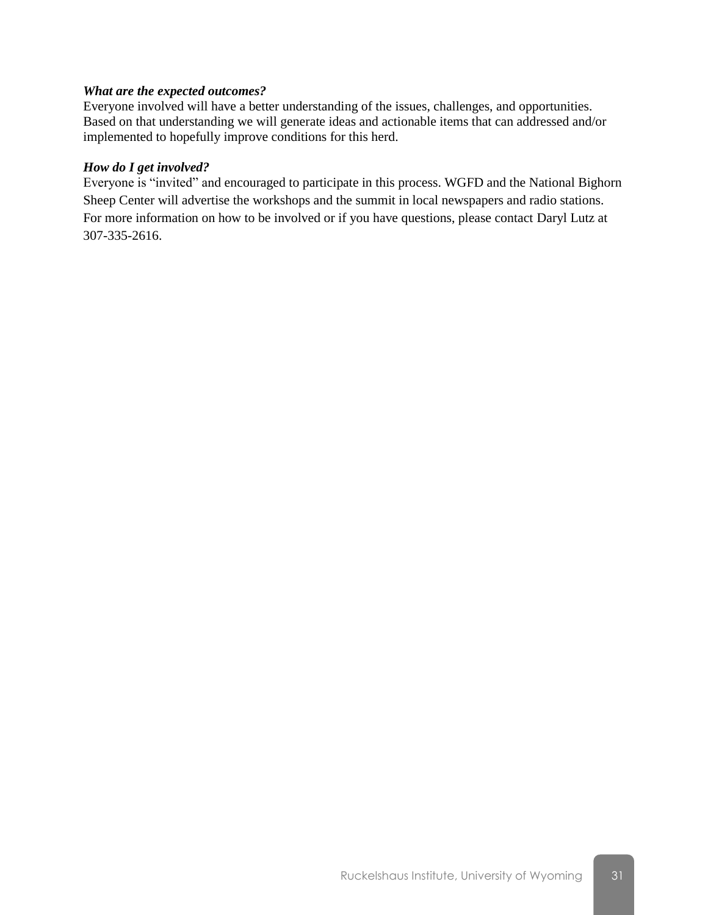***What are the expected outcomes?***

Everyone involved will have a better understanding of the issues, challenges, and opportunities. Based on that understanding we will generate ideas and actionable items that can addressed and/or implemented to hopefully improve conditions for this herd.

***How do I get involved?***

Everyone is "invited" and encouraged to participate in this process. WGFD and the National Bighorn Sheep Center will advertise the workshops and the summit in local newspapers and radio stations. For more information on how to be involved or if you have questions, please contact Daryl Lutz at 307-335-2616.